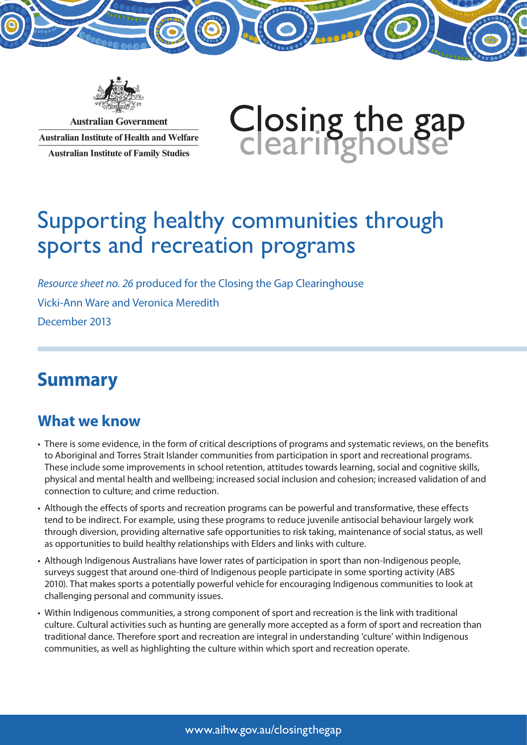Australian Government

Australian Institute of Health and Welfare

Australian Institute of Family Studies

Closing the gap clearinghouse

# Supporting healthy communities through sports and recreation programs

*Resource sheet no. 26* produced for the Closing the Gap Clearinghouse

Vicki-Ann Ware and Veronica Meredith

December 2013

## Summary

### What we know

- There is some evidence, in the form of critical descriptions of programs and systematic reviews, on the benefits to Aboriginal and Torres Strait Islander communities from participation in sport and recreational programs. These include some improvements in school retention, attitudes towards learning, social and cognitive skills, physical and mental health and wellbeing; increased social inclusion and cohesion; increased validation of and connection to culture; and crime reduction.
- Although the effects of sports and recreation programs can be powerful and transformative, these effects tend to be indirect. For example, using these programs to reduce juvenile antisocial behaviour largely work through diversion, providing alternative safe opportunities to risk taking, maintenance of social status, as well as opportunities to build healthy relationships with Elders and links with culture.
- Although Indigenous Australians have lower rates of participation in sport than non-Indigenous people, surveys suggest that around one-third of Indigenous people participate in some sporting activity (ABS 2010). That makes sports a potentially powerful vehicle for encouraging Indigenous communities to look at challenging personal and community issues.
- Within Indigenous communities, a strong component of sport and recreation is the link with traditional culture. Cultural activities such as hunting are generally more accepted as a form of sport and recreation than traditional dance. Therefore sport and recreation are integral in understanding 'culture' within Indigenous communities, as well as highlighting the culture within which sport and recreation operate.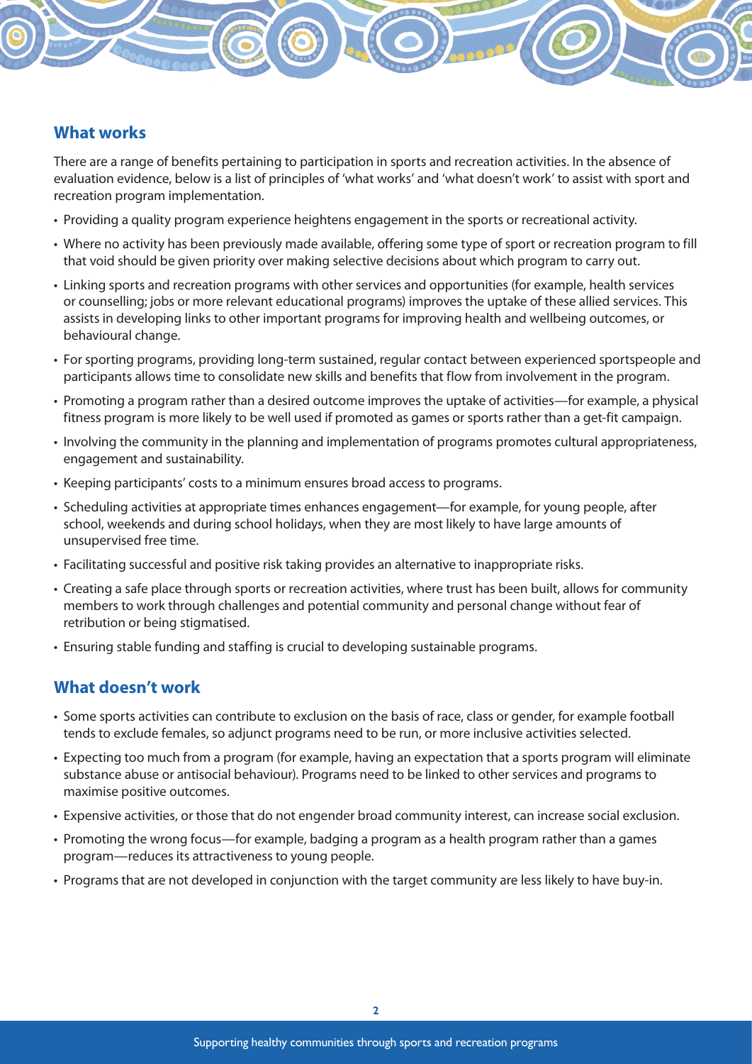## What works

There are a range of benefits pertaining to participation in sports and recreation activities. In the absence of evaluation evidence, below is a list of principles of 'what works' and 'what doesn't work' to assist with sport and recreation program implementation.

- Providing a quality program experience heightens engagement in the sports or recreational activity.
- Where no activity has been previously made available, offering some type of sport or recreation program to fill that void should be given priority over making selective decisions about which program to carry out.
- Linking sports and recreation programs with other services and opportunities (for example, health services or counselling; jobs or more relevant educational programs) improves the uptake of these allied services. This assists in developing links to other important programs for improving health and wellbeing outcomes, or behavioural change.
- For sporting programs, providing long-term sustained, regular contact between experienced sportspeople and participants allows time to consolidate new skills and benefits that flow from involvement in the program.
- Promoting a program rather than a desired outcome improves the uptake of activities—for example, a physical fitness program is more likely to be well used if promoted as games or sports rather than a get-fit campaign.
- Involving the community in the planning and implementation of programs promotes cultural appropriateness, engagement and sustainability.
- Keeping participants' costs to a minimum ensures broad access to programs.
- Scheduling activities at appropriate times enhances engagement—for example, for young people, after school, weekends and during school holidays, when they are most likely to have large amounts of unsupervised free time.
- Facilitating successful and positive risk taking provides an alternative to inappropriate risks.
- Creating a safe place through sports or recreation activities, where trust has been built, allows for community members to work through challenges and potential community and personal change without fear of retribution or being stigmatised.
- Ensuring stable funding and staffing is crucial to developing sustainable programs.

## What doesn't work

- Some sports activities can contribute to exclusion on the basis of race, class or gender, for example football tends to exclude females, so adjunct programs need to be run, or more inclusive activities selected.
- Expecting too much from a program (for example, having an expectation that a sports program will eliminate substance abuse or antisocial behaviour). Programs need to be linked to other services and programs to maximise positive outcomes.
- Expensive activities, or those that do not engender broad community interest, can increase social exclusion.
- Promoting the wrong focus—for example, badging a program as a health program rather than a games program—reduces its attractiveness to young people.
- Programs that are not developed in conjunction with the target community are less likely to have buy-in.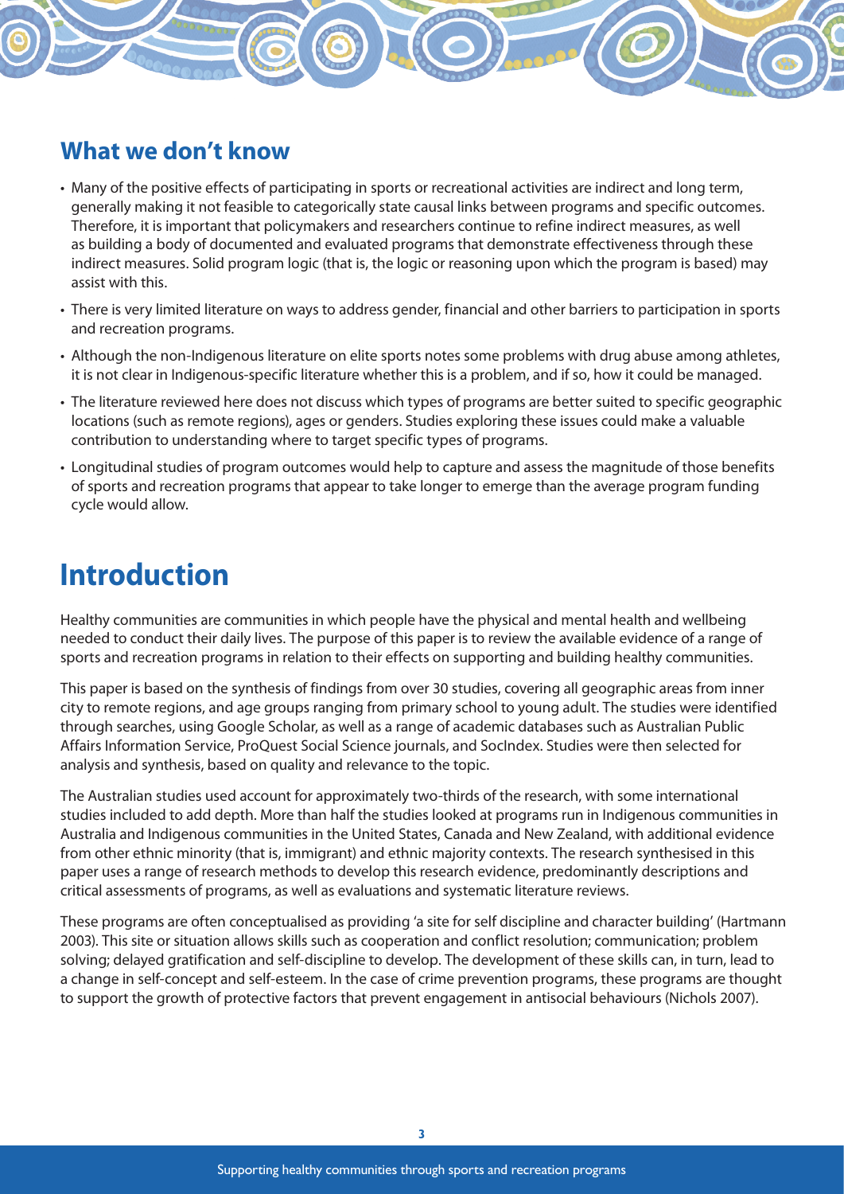## What we don't know

- Many of the positive effects of participating in sports or recreational activities are indirect and long term, generally making it not feasible to categorically state causal links between programs and specific outcomes. Therefore, it is important that policymakers and researchers continue to refine indirect measures, as well as building a body of documented and evaluated programs that demonstrate effectiveness through these indirect measures. Solid program logic (that is, the logic or reasoning upon which the program is based) may assist with this.
- There is very limited literature on ways to address gender, financial and other barriers to participation in sports and recreation programs.
- Although the non-Indigenous literature on elite sports notes some problems with drug abuse among athletes, it is not clear in Indigenous-specific literature whether this is a problem, and if so, how it could be managed.
- The literature reviewed here does not discuss which types of programs are better suited to specific geographic locations (such as remote regions), ages or genders. Studies exploring these issues could make a valuable contribution to understanding where to target specific types of programs.
- Longitudinal studies of program outcomes would help to capture and assess the magnitude of those benefits of sports and recreation programs that appear to take longer to emerge than the average program funding cycle would allow.

# Introduction

Healthy communities are communities in which people have the physical and mental health and wellbeing needed to conduct their daily lives. The purpose of this paper is to review the available evidence of a range of sports and recreation programs in relation to their effects on supporting and building healthy communities.

This paper is based on the synthesis of findings from over 30 studies, covering all geographic areas from inner city to remote regions, and age groups ranging from primary school to young adult. The studies were identified through searches, using Google Scholar, as well as a range of academic databases such as Australian Public Affairs Information Service, ProQuest Social Science journals, and SocIndex. Studies were then selected for analysis and synthesis, based on quality and relevance to the topic.

The Australian studies used account for approximately two-thirds of the research, with some international studies included to add depth. More than half the studies looked at programs run in Indigenous communities in Australia and Indigenous communities in the United States, Canada and New Zealand, with additional evidence from other ethnic minority (that is, immigrant) and ethnic majority contexts. The research synthesised in this paper uses a range of research methods to develop this research evidence, predominantly descriptions and critical assessments of programs, as well as evaluations and systematic literature reviews.

These programs are often conceptualised as providing 'a site for self discipline and character building' (Hartmann 2003). This site or situation allows skills such as cooperation and conflict resolution; communication; problem solving; delayed gratification and self-discipline to develop. The development of these skills can, in turn, lead to a change in self-concept and self-esteem. In the case of crime prevention programs, these programs are thought to support the growth of protective factors that prevent engagement in antisocial behaviours (Nichols 2007).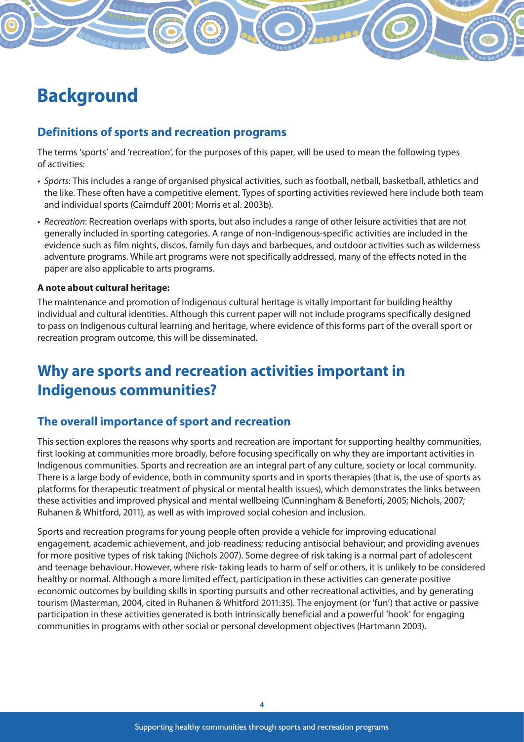# Background

## Definitions of sports and recreation programs

The terms 'sports' and 'recreation', for the purposes of this paper, will be used to mean the following types of activities:

- *Sports*: This includes a range of organised physical activities, such as football, netball, basketball, athletics and the like. These often have a competitive element. Types of sporting activities reviewed here include both team and individual sports (Cairnduff 2001; Morris et al. 2003b).
- *Recreation*: Recreation overlaps with sports, but also includes a range of other leisure activities that are not generally included in sporting categories. A range of non-Indigenous-specific activities are included in the evidence such as film nights, discos, family fun days and barbeques, and outdoor activities such as wilderness adventure programs. While art programs were not specifically addressed, many of the effects noted in the paper are also applicable to arts programs.

**A note about cultural heritage:**

The maintenance and promotion of Indigenous cultural heritage is vitally important for building healthy individual and cultural identities. Although this current paper will not include programs specifically designed to pass on Indigenous cultural learning and heritage, where evidence of this forms part of the overall sport or recreation program outcome, this will be disseminated.

# Why are sports and recreation activities important in Indigenous communities?

## The overall importance of sport and recreation

This section explores the reasons why sports and recreation are important for supporting healthy communities, first looking at communities more broadly, before focusing specifically on why they are important activities in Indigenous communities. Sports and recreation are an integral part of any culture, society or local community. There is a large body of evidence, both in community sports and in sports therapies (that is, the use of sports as platforms for therapeutic treatment of physical or mental health issues), which demonstrates the links between these activities and improved physical and mental wellbeing (Cunningham & Beneforti, 2005; Nichols, 2007; Ruhanen & Whitford, 2011), as well as with improved social cohesion and inclusion.

Sports and recreation programs for young people often provide a vehicle for improving educational engagement, academic achievement, and job-readiness; reducing antisocial behaviour; and providing avenues for more positive types of risk taking (Nichols 2007). Some degree of risk taking is a normal part of adolescent and teenage behaviour. However, where risk- taking leads to harm of self or others, it is unlikely to be considered healthy or normal. Although a more limited effect, participation in these activities can generate positive economic outcomes by building skills in sporting pursuits and other recreational activities, and by generating tourism (Masterman, 2004, cited in Ruhanen & Whitford 2011:35). The enjoyment (or 'fun') that active or passive participation in these activities generated is both intrinsically beneficial and a powerful 'hook' for engaging communities in programs with other social or personal development objectives (Hartmann 2003).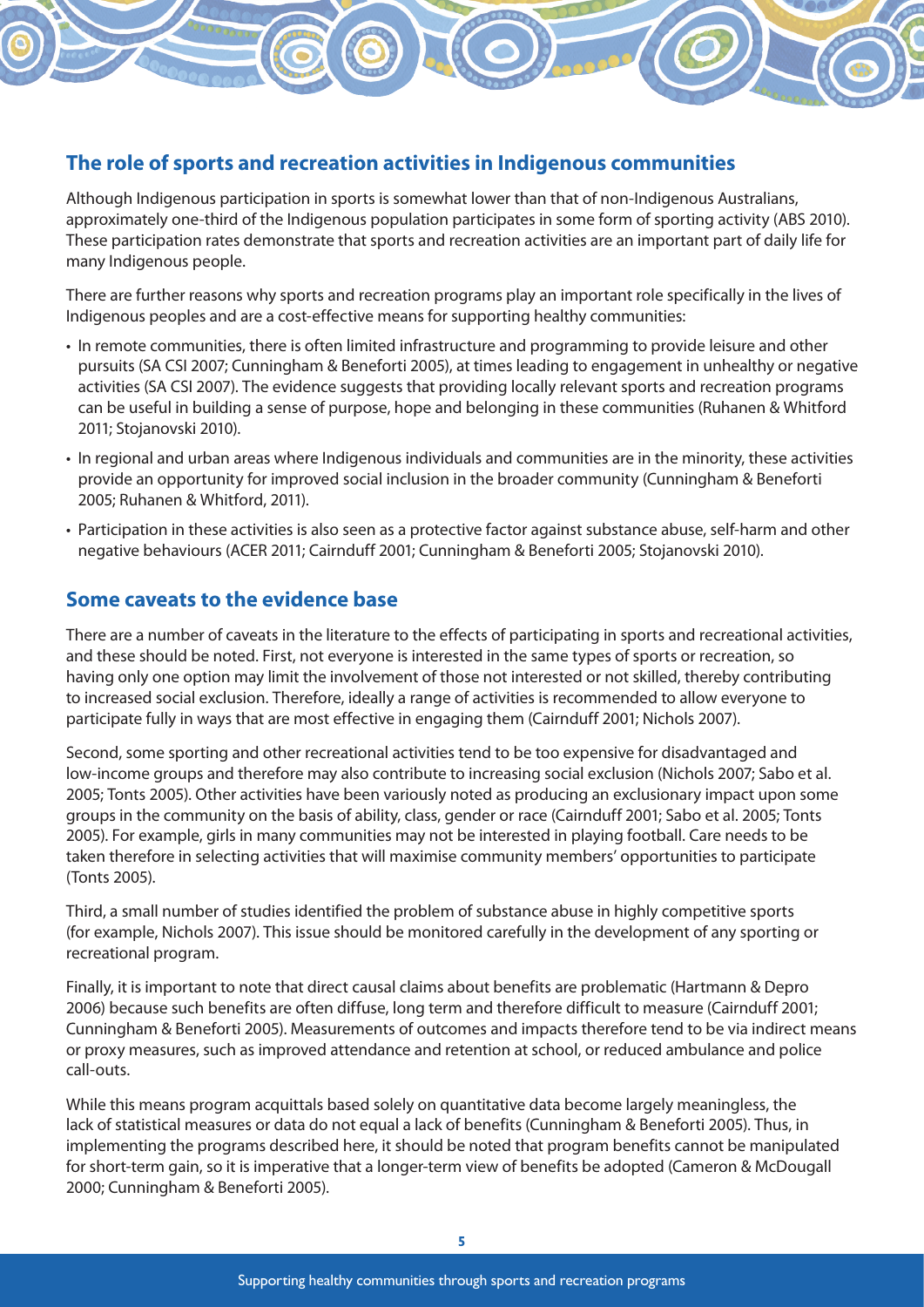## The role of sports and recreation activities in Indigenous communities

Although Indigenous participation in sports is somewhat lower than that of non-Indigenous Australians, approximately one-third of the Indigenous population participates in some form of sporting activity (ABS 2010). These participation rates demonstrate that sports and recreation activities are an important part of daily life for many Indigenous people.

There are further reasons why sports and recreation programs play an important role specifically in the lives of Indigenous peoples and are a cost-effective means for supporting healthy communities:

- In remote communities, there is often limited infrastructure and programming to provide leisure and other pursuits (SA CSI 2007; Cunningham & Beneforti 2005), at times leading to engagement in unhealthy or negative activities (SA CSI 2007). The evidence suggests that providing locally relevant sports and recreation programs can be useful in building a sense of purpose, hope and belonging in these communities (Ruhanen & Whitford 2011; Stojanovski 2010).
- In regional and urban areas where Indigenous individuals and communities are in the minority, these activities provide an opportunity for improved social inclusion in the broader community (Cunningham & Beneforti 2005; Ruhanen & Whitford, 2011).
- Participation in these activities is also seen as a protective factor against substance abuse, self-harm and other negative behaviours (ACER 2011; Cairnduff 2001; Cunningham & Beneforti 2005; Stojanovski 2010).

## Some caveats to the evidence base

There are a number of caveats in the literature to the effects of participating in sports and recreational activities, and these should be noted. First, not everyone is interested in the same types of sports or recreation, so having only one option may limit the involvement of those not interested or not skilled, thereby contributing to increased social exclusion. Therefore, ideally a range of activities is recommended to allow everyone to participate fully in ways that are most effective in engaging them (Cairnduff 2001; Nichols 2007).

Second, some sporting and other recreational activities tend to be too expensive for disadvantaged and low-income groups and therefore may also contribute to increasing social exclusion (Nichols 2007; Sabo et al. 2005; Tonts 2005). Other activities have been variously noted as producing an exclusionary impact upon some groups in the community on the basis of ability, class, gender or race (Cairnduff 2001; Sabo et al. 2005; Tonts 2005). For example, girls in many communities may not be interested in playing football. Care needs to be taken therefore in selecting activities that will maximise community members' opportunities to participate (Tonts 2005).

Third, a small number of studies identified the problem of substance abuse in highly competitive sports (for example, Nichols 2007). This issue should be monitored carefully in the development of any sporting or recreational program.

Finally, it is important to note that direct causal claims about benefits are problematic (Hartmann & Depro 2006) because such benefits are often diffuse, long term and therefore difficult to measure (Cairnduff 2001; Cunningham & Beneforti 2005). Measurements of outcomes and impacts therefore tend to be via indirect means or proxy measures, such as improved attendance and retention at school, or reduced ambulance and police call-outs.

While this means program acquittals based solely on quantitative data become largely meaningless, the lack of statistical measures or data do not equal a lack of benefits (Cunningham & Beneforti 2005). Thus, in implementing the programs described here, it should be noted that program benefits cannot be manipulated for short-term gain, so it is imperative that a longer-term view of benefits be adopted (Cameron & McDougall 2000; Cunningham & Beneforti 2005).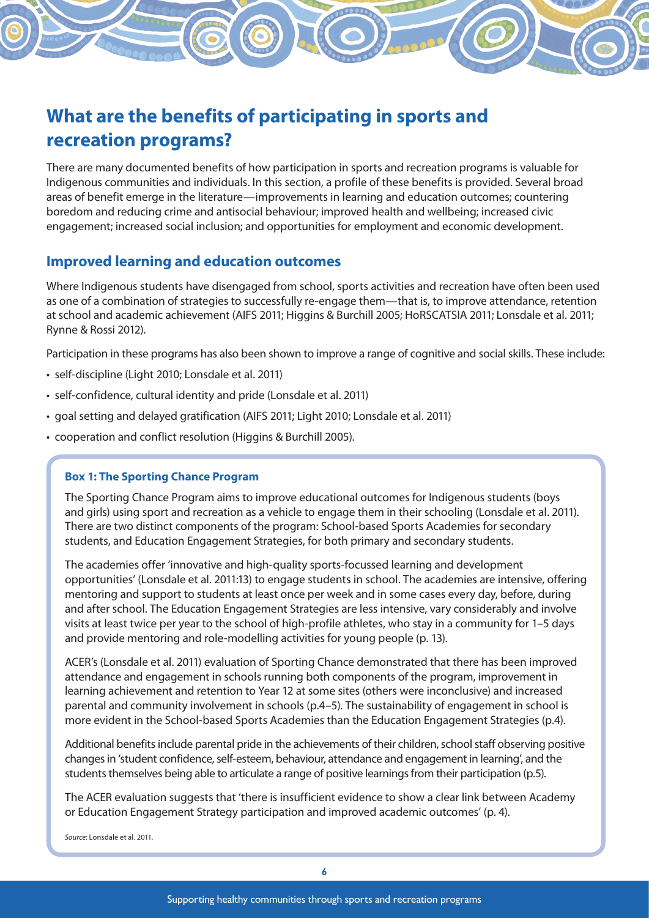## What are the benefits of participating in sports and recreation programs?

There are many documented benefits of how participation in sports and recreation programs is valuable for Indigenous communities and individuals. In this section, a profile of these benefits is provided. Several broad areas of benefit emerge in the literature—improvements in learning and education outcomes; countering boredom and reducing crime and antisocial behaviour; improved health and wellbeing; increased civic engagement; increased social inclusion; and opportunities for employment and economic development.

### Improved learning and education outcomes

Where Indigenous students have disengaged from school, sports activities and recreation have often been used as one of a combination of strategies to successfully re-engage them—that is, to improve attendance, retention at school and academic achievement (AIFS 2011; Higgins & Burchill 2005; HoRSCATSIA 2011; Lonsdale et al. 2011; Rynne & Rossi 2012).

Participation in these programs has also been shown to improve a range of cognitive and social skills. These include:

- self-discipline (Light 2010; Lonsdale et al. 2011)
- self-confidence, cultural identity and pride (Lonsdale et al. 2011)
- goal setting and delayed gratification (AIFS 2011; Light 2010; Lonsdale et al. 2011)
- cooperation and conflict resolution (Higgins & Burchill 2005).

> **Box 1: The Sporting Chance Program**
>
> The Sporting Chance Program aims to improve educational outcomes for Indigenous students (boys and girls) using sport and recreation as a vehicle to engage them in their schooling (Lonsdale et al. 2011). There are two distinct components of the program: School-based Sports Academies for secondary students, and Education Engagement Strategies, for both primary and secondary students.
>
> The academies offer 'innovative and high-quality sports-focussed learning and development opportunities' (Lonsdale et al. 2011:13) to engage students in school. The academies are intensive, offering mentoring and support to students at least once per week and in some cases every day, before, during and after school. The Education Engagement Strategies are less intensive, vary considerably and involve visits at least twice per year to the school of high-profile athletes, who stay in a community for 1–5 days and provide mentoring and role-modelling activities for young people (p. 13).
>
> ACER's (Lonsdale et al. 2011) evaluation of Sporting Chance demonstrated that there has been improved attendance and engagement in schools running both components of the program, improvement in learning achievement and retention to Year 12 at some sites (others were inconclusive) and increased parental and community involvement in schools (p.4–5). The sustainability of engagement in school is more evident in the School-based Sports Academies than the Education Engagement Strategies (p.4).
>
> Additional benefits include parental pride in the achievements of their children, school staff observing positive changes in 'student confidence, self-esteem, behaviour, attendance and engagement in learning', and the students themselves being able to articulate a range of positive learnings from their participation (p.5).
>
> The ACER evaluation suggests that 'there is insufficient evidence to show a clear link between Academy or Education Engagement Strategy participation and improved academic outcomes' (p. 4).
>
> *Source:* Lonsdale et al. 2011.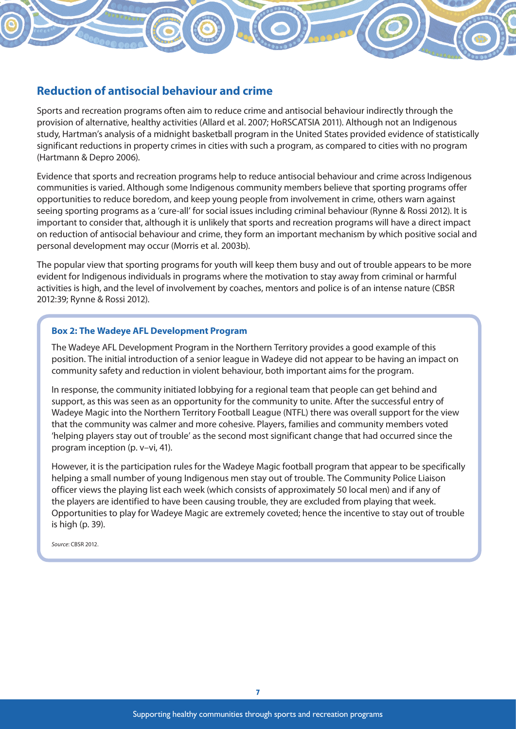## Reduction of antisocial behaviour and crime

Sports and recreation programs often aim to reduce crime and antisocial behaviour indirectly through the provision of alternative, healthy activities (Allard et al. 2007; HoRSCATSIA 2011). Although not an Indigenous study, Hartman's analysis of a midnight basketball program in the United States provided evidence of statistically significant reductions in property crimes in cities with such a program, as compared to cities with no program (Hartmann & Depro 2006).

Evidence that sports and recreation programs help to reduce antisocial behaviour and crime across Indigenous communities is varied. Although some Indigenous community members believe that sporting programs offer opportunities to reduce boredom, and keep young people from involvement in crime, others warn against seeing sporting programs as a 'cure-all' for social issues including criminal behaviour (Rynne & Rossi 2012). It is important to consider that, although it is unlikely that sports and recreation programs will have a direct impact on reduction of antisocial behaviour and crime, they form an important mechanism by which positive social and personal development may occur (Morris et al. 2003b).

The popular view that sporting programs for youth will keep them busy and out of trouble appears to be more evident for Indigenous individuals in programs where the motivation to stay away from criminal or harmful activities is high, and the level of involvement by coaches, mentors and police is of an intense nature (CBSR 2012:39; Rynne & Rossi 2012).

**Box 2: The Wadeye AFL Development Program**

The Wadeye AFL Development Program in the Northern Territory provides a good example of this position. The initial introduction of a senior league in Wadeye did not appear to be having an impact on community safety and reduction in violent behaviour, both important aims for the program.

In response, the community initiated lobbying for a regional team that people can get behind and support, as this was seen as an opportunity for the community to unite. After the successful entry of Wadeye Magic into the Northern Territory Football League (NTFL) there was overall support for the view that the community was calmer and more cohesive. Players, families and community members voted 'helping players stay out of trouble' as the second most significant change that had occurred since the program inception (p. v–vi, 41).

However, it is the participation rules for the Wadeye Magic football program that appear to be specifically helping a small number of young Indigenous men stay out of trouble. The Community Police Liaison officer views the playing list each week (which consists of approximately 50 local men) and if any of the players are identified to have been causing trouble, they are excluded from playing that week. Opportunities to play for Wadeye Magic are extremely coveted; hence the incentive to stay out of trouble is high (p. 39).

*Source*: CBSR 2012.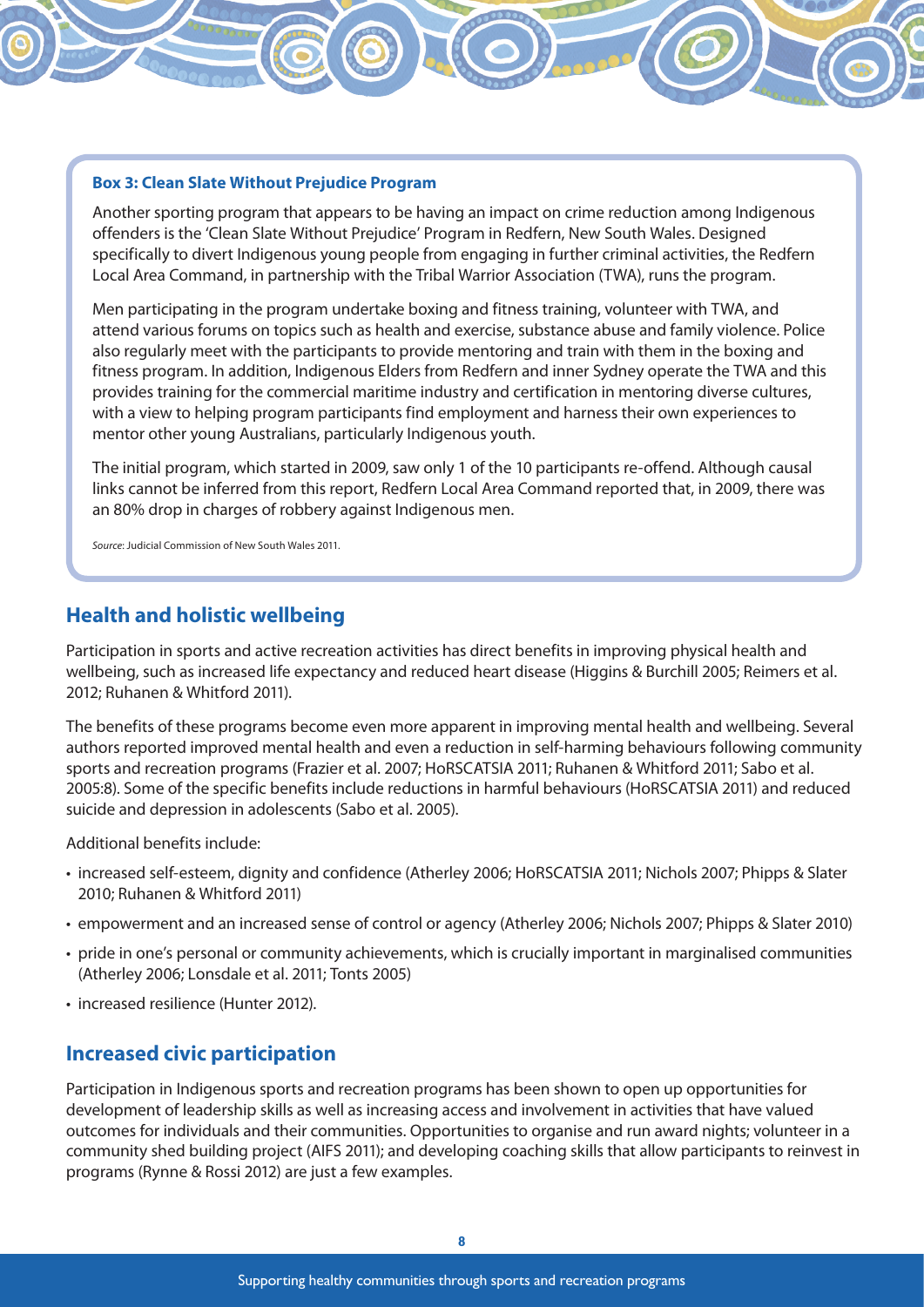**Box 3: Clean Slate Without Prejudice Program**

Another sporting program that appears to be having an impact on crime reduction among Indigenous offenders is the 'Clean Slate Without Prejudice' Program in Redfern, New South Wales. Designed specifically to divert Indigenous young people from engaging in further criminal activities, the Redfern Local Area Command, in partnership with the Tribal Warrior Association (TWA), runs the program.

Men participating in the program undertake boxing and fitness training, volunteer with TWA, and attend various forums on topics such as health and exercise, substance abuse and family violence. Police also regularly meet with the participants to provide mentoring and train with them in the boxing and fitness program. In addition, Indigenous Elders from Redfern and inner Sydney operate the TWA and this provides training for the commercial maritime industry and certification in mentoring diverse cultures, with a view to helping program participants find employment and harness their own experiences to mentor other young Australians, particularly Indigenous youth.

The initial program, which started in 2009, saw only 1 of the 10 participants re-offend. Although causal links cannot be inferred from this report, Redfern Local Area Command reported that, in 2009, there was an 80% drop in charges of robbery against Indigenous men.

*Source:* Judicial Commission of New South Wales 2011.

## Health and holistic wellbeing

Participation in sports and active recreation activities has direct benefits in improving physical health and wellbeing, such as increased life expectancy and reduced heart disease (Higgins & Burchill 2005; Reimers et al. 2012; Ruhanen & Whitford 2011).

The benefits of these programs become even more apparent in improving mental health and wellbeing. Several authors reported improved mental health and even a reduction in self-harming behaviours following community sports and recreation programs (Frazier et al. 2007; HoRSCATSIA 2011; Ruhanen & Whitford 2011; Sabo et al. 2005:8). Some of the specific benefits include reductions in harmful behaviours (HoRSCATSIA 2011) and reduced suicide and depression in adolescents (Sabo et al. 2005).

Additional benefits include:

- increased self-esteem, dignity and confidence (Atherley 2006; HoRSCATSIA 2011; Nichols 2007; Phipps & Slater 2010; Ruhanen & Whitford 2011)
- empowerment and an increased sense of control or agency (Atherley 2006; Nichols 2007; Phipps & Slater 2010)
- pride in one's personal or community achievements, which is crucially important in marginalised communities (Atherley 2006; Lonsdale et al. 2011; Tonts 2005)
- increased resilience (Hunter 2012).

## Increased civic participation

Participation in Indigenous sports and recreation programs has been shown to open up opportunities for development of leadership skills as well as increasing access and involvement in activities that have valued outcomes for individuals and their communities. Opportunities to organise and run award nights; volunteer in a community shed building project (AIFS 2011); and developing coaching skills that allow participants to reinvest in programs (Rynne & Rossi 2012) are just a few examples.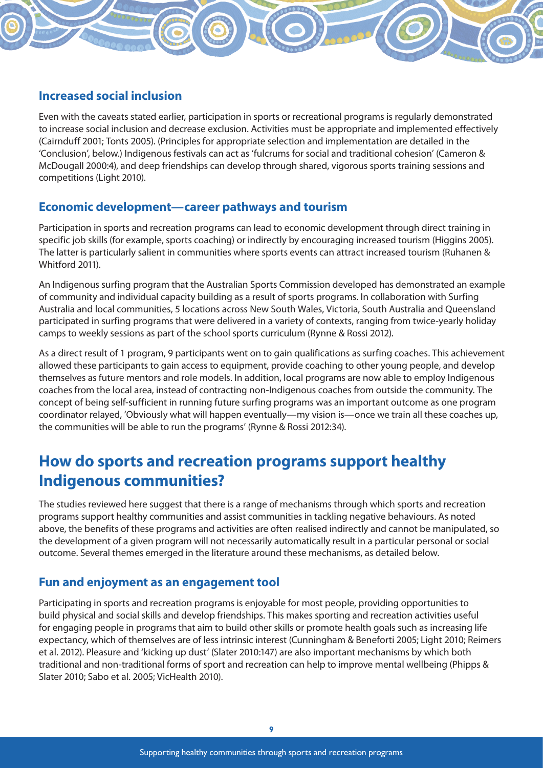### Increased social inclusion

Even with the caveats stated earlier, participation in sports or recreational programs is regularly demonstrated to increase social inclusion and decrease exclusion. Activities must be appropriate and implemented effectively (Cairnduff 2001; Tonts 2005). (Principles for appropriate selection and implementation are detailed in the 'Conclusion', below.) Indigenous festivals can act as 'fulcrums for social and traditional cohesion' (Cameron & McDougall 2000:4), and deep friendships can develop through shared, vigorous sports training sessions and competitions (Light 2010).

### Economic development—career pathways and tourism

Participation in sports and recreation programs can lead to economic development through direct training in specific job skills (for example, sports coaching) or indirectly by encouraging increased tourism (Higgins 2005). The latter is particularly salient in communities where sports events can attract increased tourism (Ruhanen & Whitford 2011).

An Indigenous surfing program that the Australian Sports Commission developed has demonstrated an example of community and individual capacity building as a result of sports programs. In collaboration with Surfing Australia and local communities, 5 locations across New South Wales, Victoria, South Australia and Queensland participated in surfing programs that were delivered in a variety of contexts, ranging from twice-yearly holiday camps to weekly sessions as part of the school sports curriculum (Rynne & Rossi 2012).

As a direct result of 1 program, 9 participants went on to gain qualifications as surfing coaches. This achievement allowed these participants to gain access to equipment, provide coaching to other young people, and develop themselves as future mentors and role models. In addition, local programs are now able to employ Indigenous coaches from the local area, instead of contracting non-Indigenous coaches from outside the community. The concept of being self-sufficient in running future surfing programs was an important outcome as one program coordinator relayed, 'Obviously what will happen eventually—my vision is—once we train all these coaches up, the communities will be able to run the programs' (Rynne & Rossi 2012:34).

## How do sports and recreation programs support healthy Indigenous communities?

The studies reviewed here suggest that there is a range of mechanisms through which sports and recreation programs support healthy communities and assist communities in tackling negative behaviours. As noted above, the benefits of these programs and activities are often realised indirectly and cannot be manipulated, so the development of a given program will not necessarily automatically result in a particular personal or social outcome. Several themes emerged in the literature around these mechanisms, as detailed below.

### Fun and enjoyment as an engagement tool

Participating in sports and recreation programs is enjoyable for most people, providing opportunities to build physical and social skills and develop friendships. This makes sporting and recreation activities useful for engaging people in programs that aim to build other skills or promote health goals such as increasing life expectancy, which of themselves are of less intrinsic interest (Cunningham & Beneforti 2005; Light 2010; Reimers et al. 2012). Pleasure and 'kicking up dust' (Slater 2010:147) are also important mechanisms by which both traditional and non-traditional forms of sport and recreation can help to improve mental wellbeing (Phipps & Slater 2010; Sabo et al. 2005; VicHealth 2010).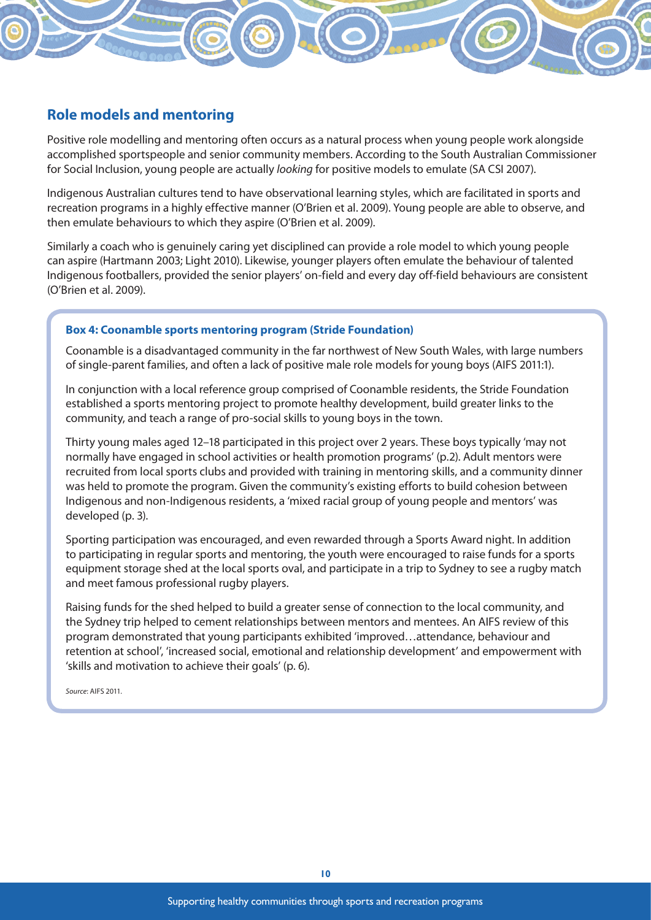## Role models and mentoring

Positive role modelling and mentoring often occurs as a natural process when young people work alongside accomplished sportspeople and senior community members. According to the South Australian Commissioner for Social Inclusion, young people are actually *looking* for positive models to emulate (SA CSI 2007).

Indigenous Australian cultures tend to have observational learning styles, which are facilitated in sports and recreation programs in a highly effective manner (O'Brien et al. 2009). Young people are able to observe, and then emulate behaviours to which they aspire (O'Brien et al. 2009).

Similarly a coach who is genuinely caring yet disciplined can provide a role model to which young people can aspire (Hartmann 2003; Light 2010). Likewise, younger players often emulate the behaviour of talented Indigenous footballers, provided the senior players' on-field and every day off-field behaviours are consistent (O'Brien et al. 2009).

**Box 4: Coonamble sports mentoring program (Stride Foundation)**

Coonamble is a disadvantaged community in the far northwest of New South Wales, with large numbers of single-parent families, and often a lack of positive male role models for young boys (AIFS 2011:1).

In conjunction with a local reference group comprised of Coonamble residents, the Stride Foundation established a sports mentoring project to promote healthy development, build greater links to the community, and teach a range of pro-social skills to young boys in the town.

Thirty young males aged 12–18 participated in this project over 2 years. These boys typically 'may not normally have engaged in school activities or health promotion programs' (p.2). Adult mentors were recruited from local sports clubs and provided with training in mentoring skills, and a community dinner was held to promote the program. Given the community's existing efforts to build cohesion between Indigenous and non-Indigenous residents, a 'mixed racial group of young people and mentors' was developed (p. 3).

Sporting participation was encouraged, and even rewarded through a Sports Award night. In addition to participating in regular sports and mentoring, the youth were encouraged to raise funds for a sports equipment storage shed at the local sports oval, and participate in a trip to Sydney to see a rugby match and meet famous professional rugby players.

Raising funds for the shed helped to build a greater sense of connection to the local community, and the Sydney trip helped to cement relationships between mentors and mentees. An AIFS review of this program demonstrated that young participants exhibited 'improved…attendance, behaviour and retention at school', 'increased social, emotional and relationship development' and empowerment with 'skills and motivation to achieve their goals' (p. 6).

*Source*: AIFS 2011.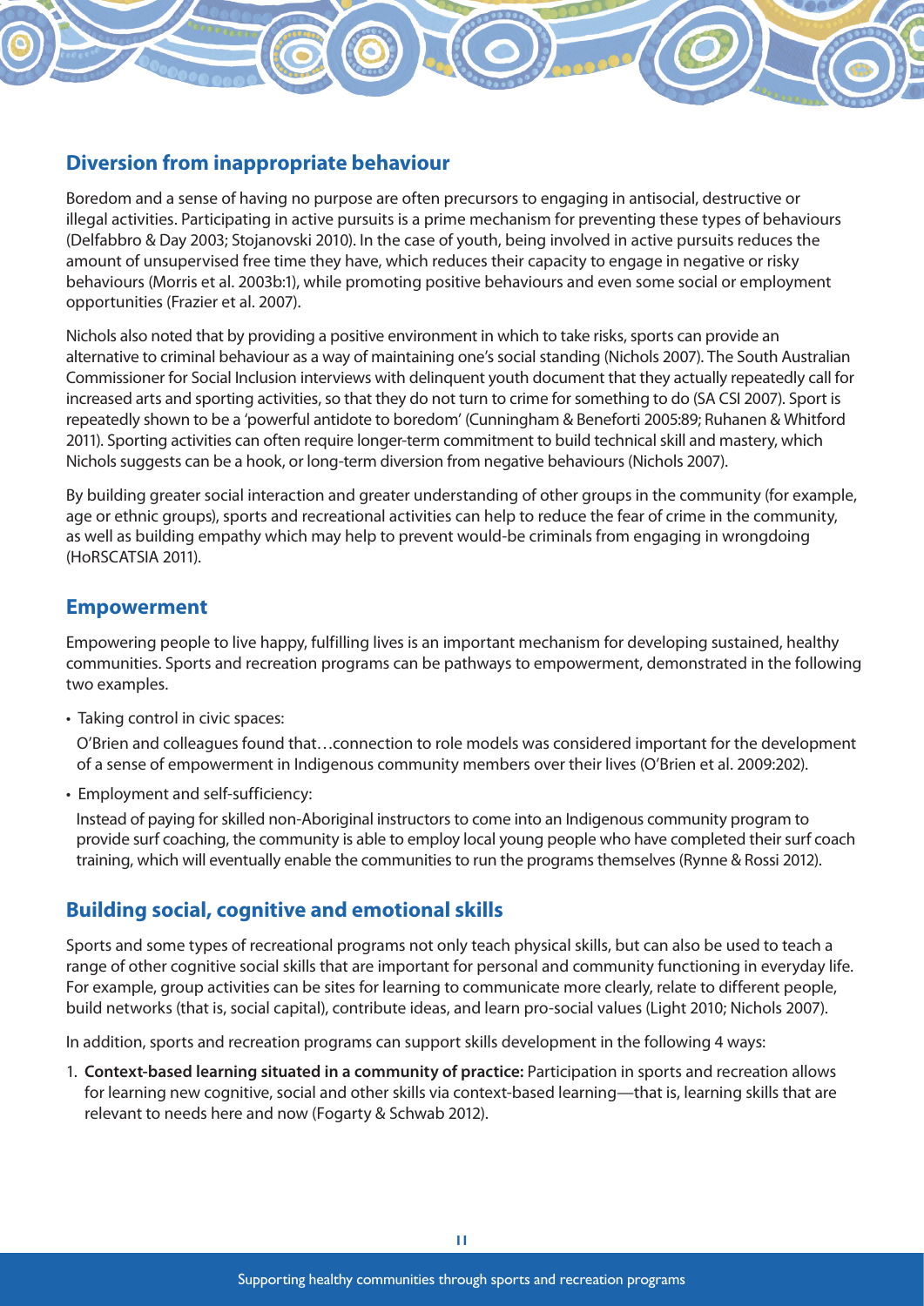## Diversion from inappropriate behaviour

Boredom and a sense of having no purpose are often precursors to engaging in antisocial, destructive or illegal activities. Participating in active pursuits is a prime mechanism for preventing these types of behaviours (Delfabbro & Day 2003; Stojanovski 2010). In the case of youth, being involved in active pursuits reduces the amount of unsupervised free time they have, which reduces their capacity to engage in negative or risky behaviours (Morris et al. 2003b:1), while promoting positive behaviours and even some social or employment opportunities (Frazier et al. 2007).

Nichols also noted that by providing a positive environment in which to take risks, sports can provide an alternative to criminal behaviour as a way of maintaining one's social standing (Nichols 2007). The South Australian Commissioner for Social Inclusion interviews with delinquent youth document that they actually repeatedly call for increased arts and sporting activities, so that they do not turn to crime for something to do (SA CSI 2007). Sport is repeatedly shown to be a 'powerful antidote to boredom' (Cunningham & Beneforti 2005:89; Ruhanen & Whitford 2011). Sporting activities can often require longer-term commitment to build technical skill and mastery, which Nichols suggests can be a hook, or long-term diversion from negative behaviours (Nichols 2007).

By building greater social interaction and greater understanding of other groups in the community (for example, age or ethnic groups), sports and recreational activities can help to reduce the fear of crime in the community, as well as building empathy which may help to prevent would-be criminals from engaging in wrongdoing (HoRSCATSIA 2011).

## Empowerment

Empowering people to live happy, fulfilling lives is an important mechanism for developing sustained, healthy communities. Sports and recreation programs can be pathways to empowerment, demonstrated in the following two examples.

- Taking control in civic spaces:

  O'Brien and colleagues found that…connection to role models was considered important for the development of a sense of empowerment in Indigenous community members over their lives (O'Brien et al. 2009:202).

- Employment and self-sufficiency:

  Instead of paying for skilled non-Aboriginal instructors to come into an Indigenous community program to provide surf coaching, the community is able to employ local young people who have completed their surf coach training, which will eventually enable the communities to run the programs themselves (Rynne & Rossi 2012).

## Building social, cognitive and emotional skills

Sports and some types of recreational programs not only teach physical skills, but can also be used to teach a range of other cognitive social skills that are important for personal and community functioning in everyday life. For example, group activities can be sites for learning to communicate more clearly, relate to different people, build networks (that is, social capital), contribute ideas, and learn pro-social values (Light 2010; Nichols 2007).

In addition, sports and recreation programs can support skills development in the following 4 ways:

1. **Context-based learning situated in a community of practice:** Participation in sports and recreation allows for learning new cognitive, social and other skills via context-based learning—that is, learning skills that are relevant to needs here and now (Fogarty & Schwab 2012).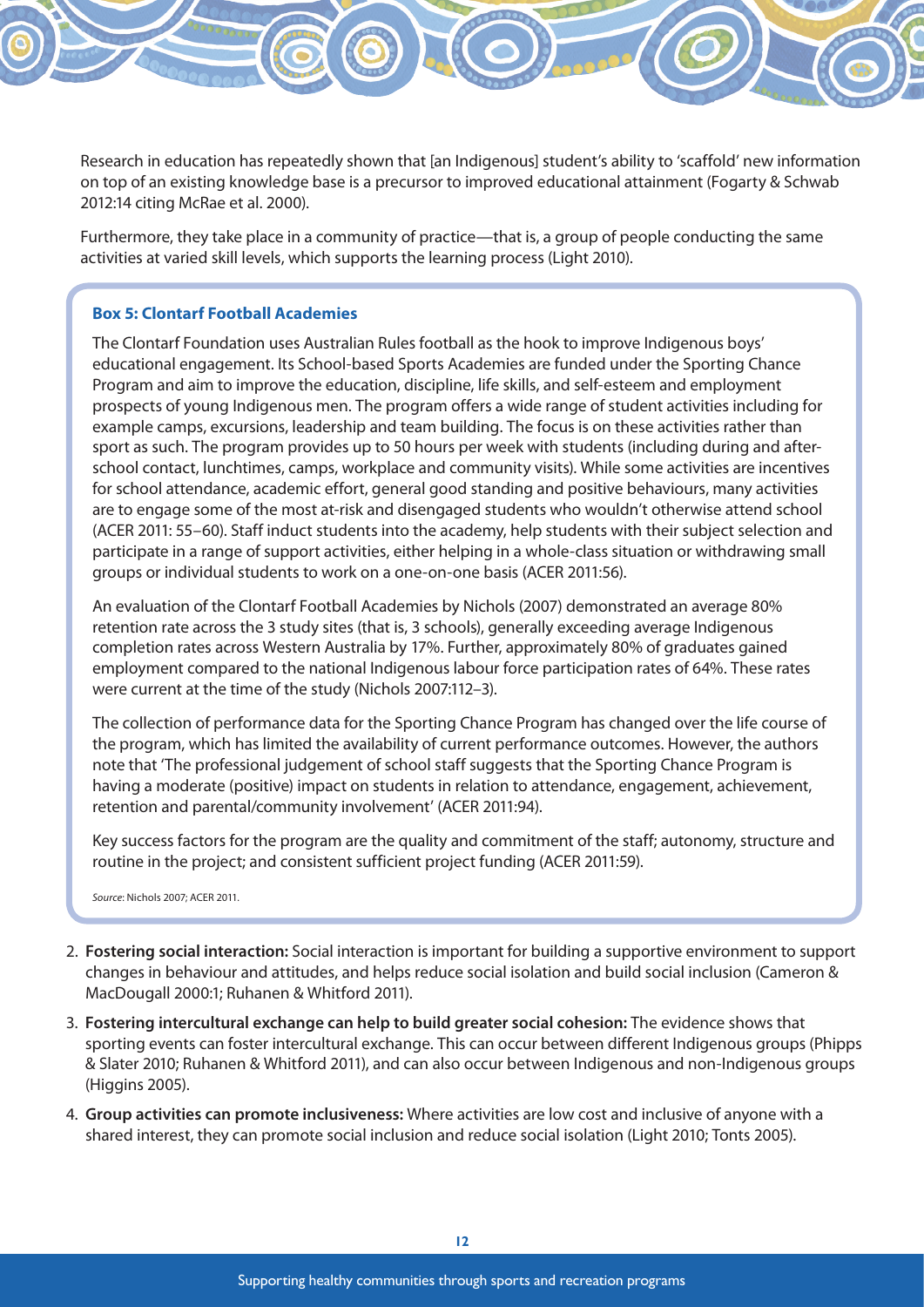Research in education has repeatedly shown that [an Indigenous] student's ability to 'scaffold' new information on top of an existing knowledge base is a precursor to improved educational attainment (Fogarty & Schwab 2012:14 citing McRae et al. 2000).

Furthermore, they take place in a community of practice—that is, a group of people conducting the same activities at varied skill levels, which supports the learning process (Light 2010).

> **Box 5: Clontarf Football Academies**
>
> The Clontarf Foundation uses Australian Rules football as the hook to improve Indigenous boys' educational engagement. Its School-based Sports Academies are funded under the Sporting Chance Program and aim to improve the education, discipline, life skills, and self-esteem and employment prospects of young Indigenous men. The program offers a wide range of student activities including for example camps, excursions, leadership and team building. The focus is on these activities rather than sport as such. The program provides up to 50 hours per week with students (including during and after-school contact, lunchtimes, camps, workplace and community visits). While some activities are incentives for school attendance, academic effort, general good standing and positive behaviours, many activities are to engage some of the most at-risk and disengaged students who wouldn't otherwise attend school (ACER 2011: 55–60). Staff induct students into the academy, help students with their subject selection and participate in a range of support activities, either helping in a whole-class situation or withdrawing small groups or individual students to work on a one-on-one basis (ACER 2011:56).
>
> An evaluation of the Clontarf Football Academies by Nichols (2007) demonstrated an average 80% retention rate across the 3 study sites (that is, 3 schools), generally exceeding average Indigenous completion rates across Western Australia by 17%. Further, approximately 80% of graduates gained employment compared to the national Indigenous labour force participation rates of 64%. These rates were current at the time of the study (Nichols 2007:112–3).
>
> The collection of performance data for the Sporting Chance Program has changed over the life course of the program, which has limited the availability of current performance outcomes. However, the authors note that 'The professional judgement of school staff suggests that the Sporting Chance Program is having a moderate (positive) impact on students in relation to attendance, engagement, achievement, retention and parental/community involvement' (ACER 2011:94).
>
> Key success factors for the program are the quality and commitment of the staff; autonomy, structure and routine in the project; and consistent sufficient project funding (ACER 2011:59).
>
> *Source*: Nichols 2007; ACER 2011.

2. **Fostering social interaction:** Social interaction is important for building a supportive environment to support changes in behaviour and attitudes, and helps reduce social isolation and build social inclusion (Cameron & MacDougall 2000:1; Ruhanen & Whitford 2011).
3. **Fostering intercultural exchange can help to build greater social cohesion:** The evidence shows that sporting events can foster intercultural exchange. This can occur between different Indigenous groups (Phipps & Slater 2010; Ruhanen & Whitford 2011), and can also occur between Indigenous and non-Indigenous groups (Higgins 2005).
4. **Group activities can promote inclusiveness:** Where activities are low cost and inclusive of anyone with a shared interest, they can promote social inclusion and reduce social isolation (Light 2010; Tonts 2005).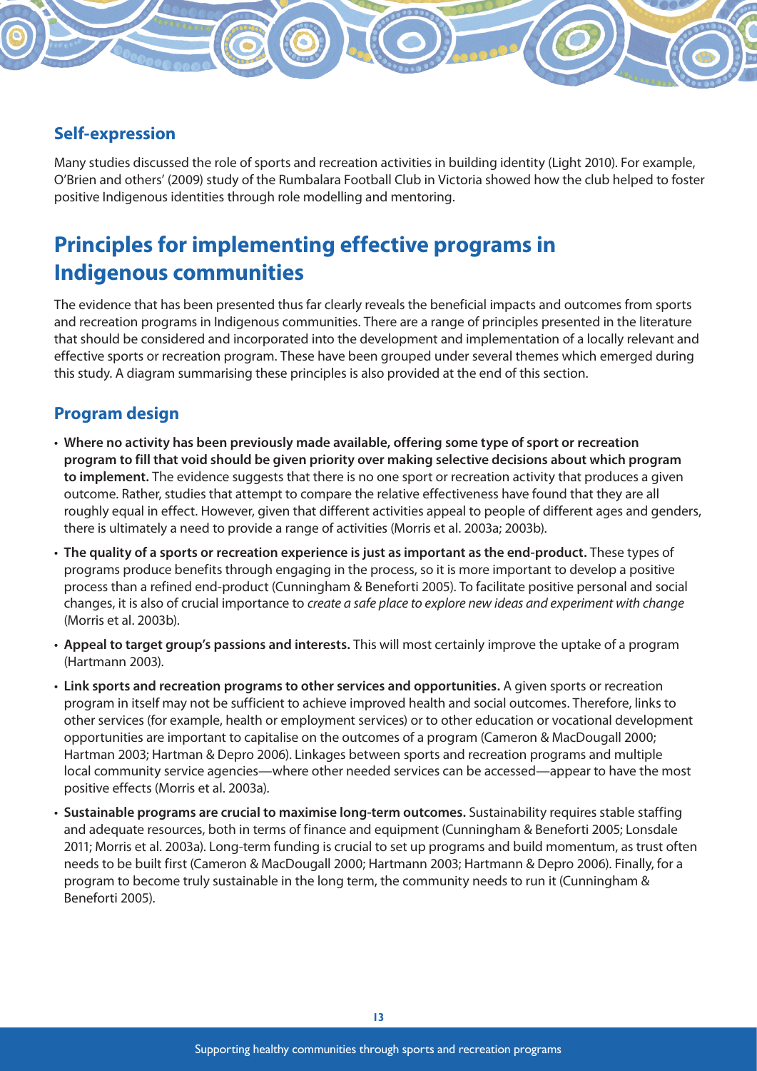### Self-expression

Many studies discussed the role of sports and recreation activities in building identity (Light 2010). For example, O'Brien and others' (2009) study of the Rumbalara Football Club in Victoria showed how the club helped to foster positive Indigenous identities through role modelling and mentoring.

## Principles for implementing effective programs in Indigenous communities

The evidence that has been presented thus far clearly reveals the beneficial impacts and outcomes from sports and recreation programs in Indigenous communities. There are a range of principles presented in the literature that should be considered and incorporated into the development and implementation of a locally relevant and effective sports or recreation program. These have been grouped under several themes which emerged during this study. A diagram summarising these principles is also provided at the end of this section.

### Program design

- **Where no activity has been previously made available, offering some type of sport or recreation program to fill that void should be given priority over making selective decisions about which program to implement.** The evidence suggests that there is no one sport or recreation activity that produces a given outcome. Rather, studies that attempt to compare the relative effectiveness have found that they are all roughly equal in effect. However, given that different activities appeal to people of different ages and genders, there is ultimately a need to provide a range of activities (Morris et al. 2003a; 2003b).
- **The quality of a sports or recreation experience is just as important as the end-product.** These types of programs produce benefits through engaging in the process, so it is more important to develop a positive process than a refined end-product (Cunningham & Beneforti 2005). To facilitate positive personal and social changes, it is also of crucial importance to *create a safe place to explore new ideas and experiment with change* (Morris et al. 2003b).
- **Appeal to target group's passions and interests.** This will most certainly improve the uptake of a program (Hartmann 2003).
- **Link sports and recreation programs to other services and opportunities.** A given sports or recreation program in itself may not be sufficient to achieve improved health and social outcomes. Therefore, links to other services (for example, health or employment services) or to other education or vocational development opportunities are important to capitalise on the outcomes of a program (Cameron & MacDougall 2000; Hartman 2003; Hartman & Depro 2006). Linkages between sports and recreation programs and multiple local community service agencies—where other needed services can be accessed—appear to have the most positive effects (Morris et al. 2003a).
- **Sustainable programs are crucial to maximise long-term outcomes.** Sustainability requires stable staffing and adequate resources, both in terms of finance and equipment (Cunningham & Beneforti 2005; Lonsdale 2011; Morris et al. 2003a). Long-term funding is crucial to set up programs and build momentum, as trust often needs to be built first (Cameron & MacDougall 2000; Hartmann 2003; Hartmann & Depro 2006). Finally, for a program to become truly sustainable in the long term, the community needs to run it (Cunningham & Beneforti 2005).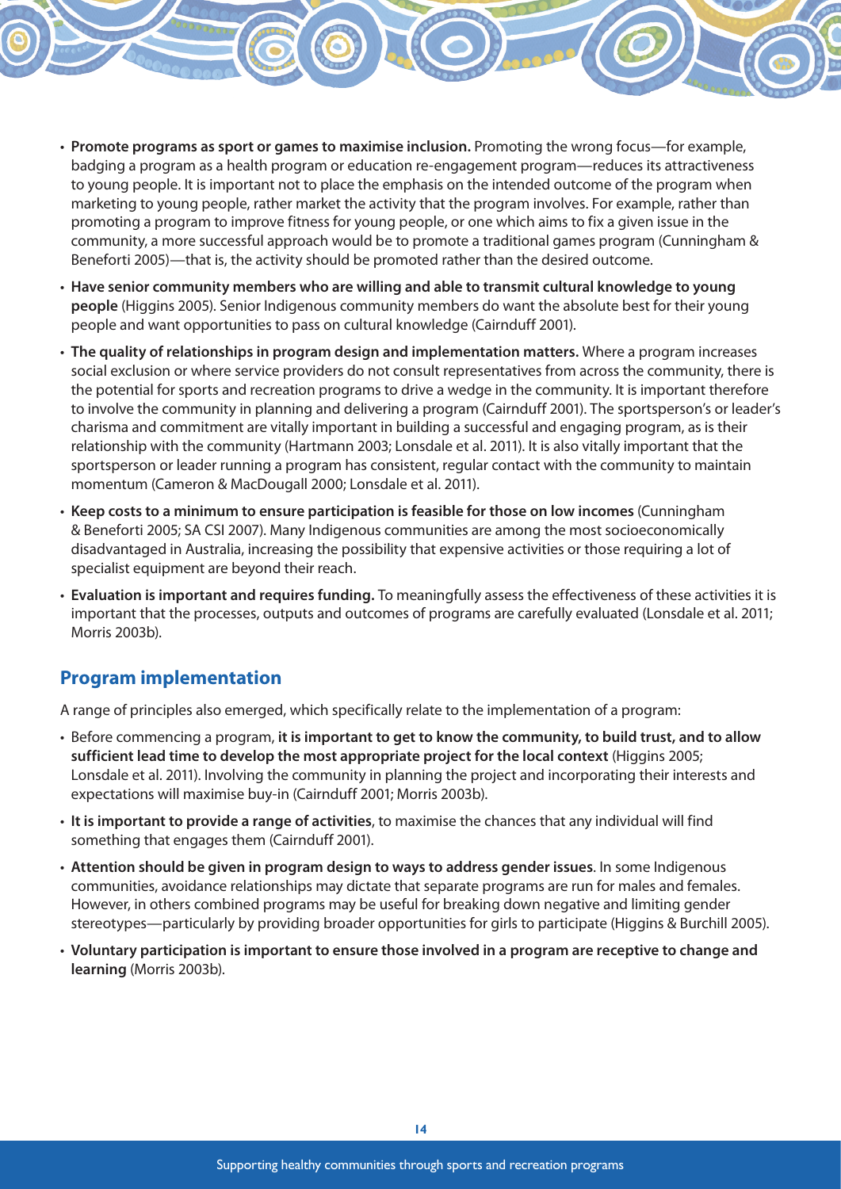- **Promote programs as sport or games to maximise inclusion.** Promoting the wrong focus—for example, badging a program as a health program or education re-engagement program—reduces its attractiveness to young people. It is important not to place the emphasis on the intended outcome of the program when marketing to young people, rather market the activity that the program involves. For example, rather than promoting a program to improve fitness for young people, or one which aims to fix a given issue in the community, a more successful approach would be to promote a traditional games program (Cunningham & Beneforti 2005)—that is, the activity should be promoted rather than the desired outcome.
- **Have senior community members who are willing and able to transmit cultural knowledge to young people** (Higgins 2005). Senior Indigenous community members do want the absolute best for their young people and want opportunities to pass on cultural knowledge (Cairnduff 2001).
- **The quality of relationships in program design and implementation matters.** Where a program increases social exclusion or where service providers do not consult representatives from across the community, there is the potential for sports and recreation programs to drive a wedge in the community. It is important therefore to involve the community in planning and delivering a program (Cairnduff 2001). The sportsperson's or leader's charisma and commitment are vitally important in building a successful and engaging program, as is their relationship with the community (Hartmann 2003; Lonsdale et al. 2011). It is also vitally important that the sportsperson or leader running a program has consistent, regular contact with the community to maintain momentum (Cameron & MacDougall 2000; Lonsdale et al. 2011).
- **Keep costs to a minimum to ensure participation is feasible for those on low incomes** (Cunningham & Beneforti 2005; SA CSI 2007). Many Indigenous communities are among the most socioeconomically disadvantaged in Australia, increasing the possibility that expensive activities or those requiring a lot of specialist equipment are beyond their reach.
- **Evaluation is important and requires funding.** To meaningfully assess the effectiveness of these activities it is important that the processes, outputs and outcomes of programs are carefully evaluated (Lonsdale et al. 2011; Morris 2003b).

## Program implementation

A range of principles also emerged, which specifically relate to the implementation of a program:

- Before commencing a program, **it is important to get to know the community, to build trust, and to allow sufficient lead time to develop the most appropriate project for the local context** (Higgins 2005; Lonsdale et al. 2011). Involving the community in planning the project and incorporating their interests and expectations will maximise buy-in (Cairnduff 2001; Morris 2003b).
- **It is important to provide a range of activities**, to maximise the chances that any individual will find something that engages them (Cairnduff 2001).
- **Attention should be given in program design to ways to address gender issues**. In some Indigenous communities, avoidance relationships may dictate that separate programs are run for males and females. However, in others combined programs may be useful for breaking down negative and limiting gender stereotypes—particularly by providing broader opportunities for girls to participate (Higgins & Burchill 2005).
- **Voluntary participation is important to ensure those involved in a program are receptive to change and learning** (Morris 2003b).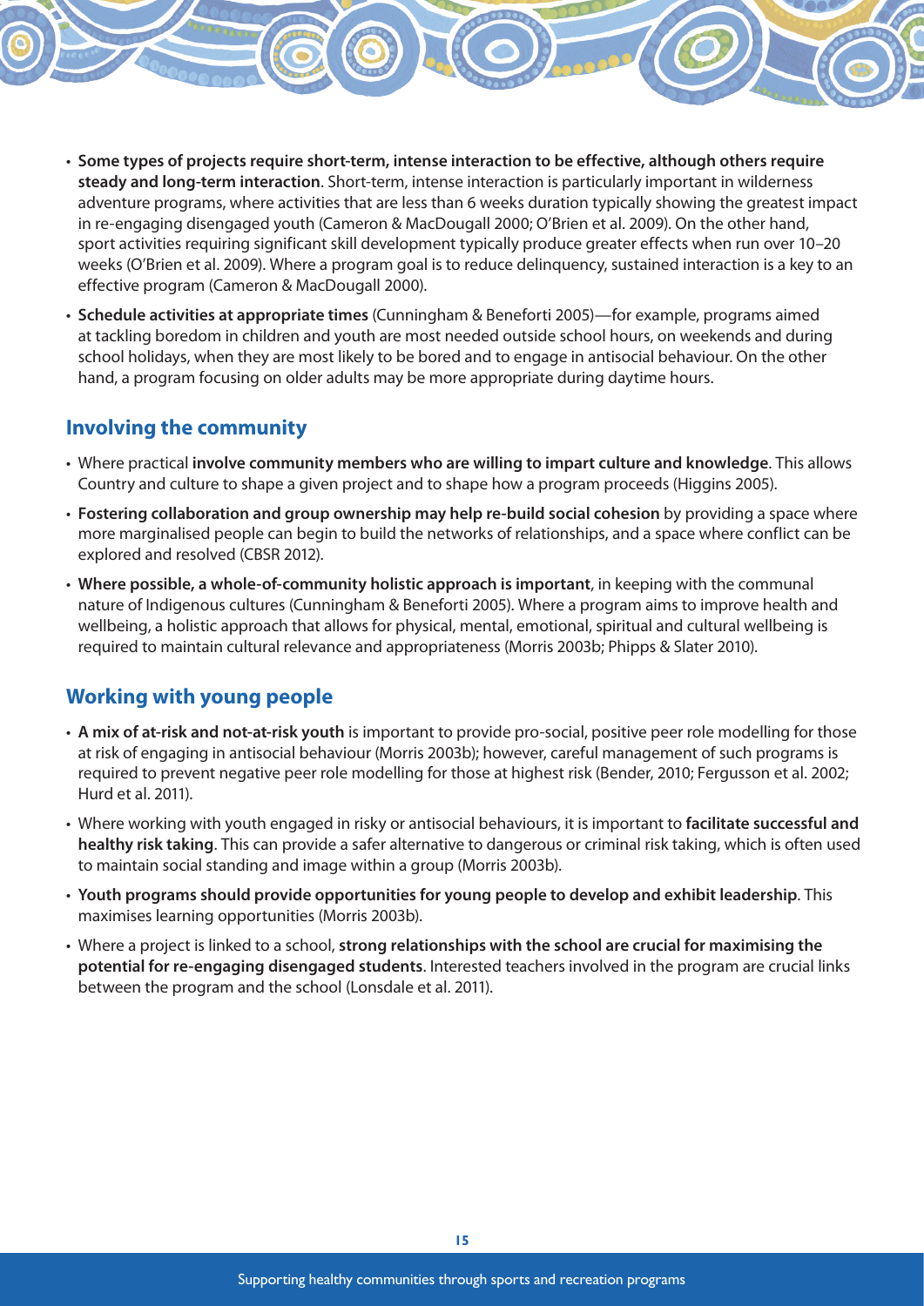- **Some types of projects require short-term, intense interaction to be effective, although others require steady and long-term interaction**. Short-term, intense interaction is particularly important in wilderness adventure programs, where activities that are less than 6 weeks duration typically showing the greatest impact in re-engaging disengaged youth (Cameron & MacDougall 2000; O'Brien et al. 2009). On the other hand, sport activities requiring significant skill development typically produce greater effects when run over 10–20 weeks (O'Brien et al. 2009). Where a program goal is to reduce delinquency, sustained interaction is a key to an effective program (Cameron & MacDougall 2000).
- **Schedule activities at appropriate times** (Cunningham & Beneforti 2005)—for example, programs aimed at tackling boredom in children and youth are most needed outside school hours, on weekends and during school holidays, when they are most likely to be bored and to engage in antisocial behaviour. On the other hand, a program focusing on older adults may be more appropriate during daytime hours.

## Involving the community

- Where practical **involve community members who are willing to impart culture and knowledge**. This allows Country and culture to shape a given project and to shape how a program proceeds (Higgins 2005).
- **Fostering collaboration and group ownership may help re-build social cohesion** by providing a space where more marginalised people can begin to build the networks of relationships, and a space where conflict can be explored and resolved (CBSR 2012).
- **Where possible, a whole-of-community holistic approach is important**, in keeping with the communal nature of Indigenous cultures (Cunningham & Beneforti 2005). Where a program aims to improve health and wellbeing, a holistic approach that allows for physical, mental, emotional, spiritual and cultural wellbeing is required to maintain cultural relevance and appropriateness (Morris 2003b; Phipps & Slater 2010).

## Working with young people

- **A mix of at-risk and not-at-risk youth** is important to provide pro-social, positive peer role modelling for those at risk of engaging in antisocial behaviour (Morris 2003b); however, careful management of such programs is required to prevent negative peer role modelling for those at highest risk (Bender, 2010; Fergusson et al. 2002; Hurd et al. 2011).
- Where working with youth engaged in risky or antisocial behaviours, it is important to **facilitate successful and healthy risk taking**. This can provide a safer alternative to dangerous or criminal risk taking, which is often used to maintain social standing and image within a group (Morris 2003b).
- **Youth programs should provide opportunities for young people to develop and exhibit leadership**. This maximises learning opportunities (Morris 2003b).
- Where a project is linked to a school, **strong relationships with the school are crucial for maximising the potential for re-engaging disengaged students**. Interested teachers involved in the program are crucial links between the program and the school (Lonsdale et al. 2011).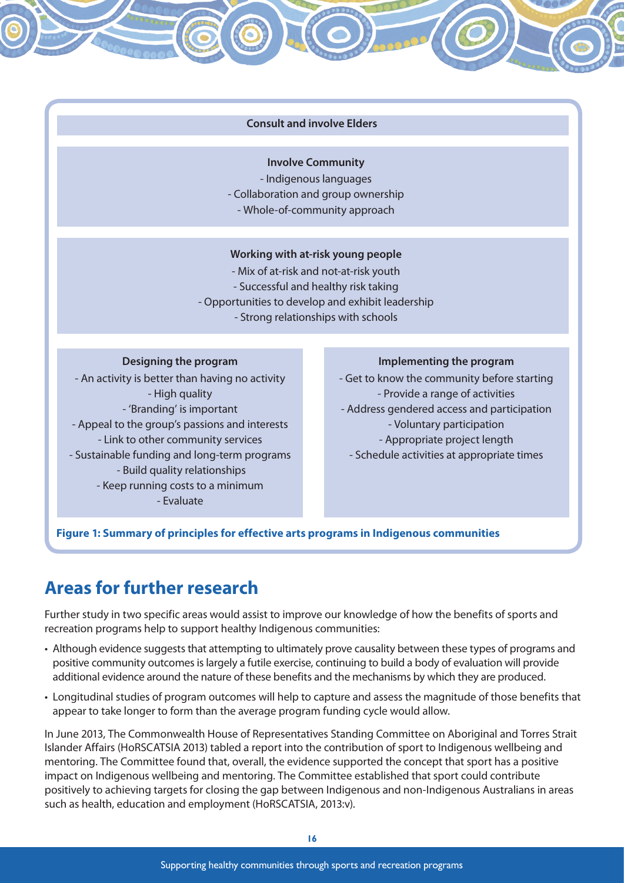**Consult and involve Elders**

**Involve Community**

- Indigenous languages
- Collaboration and group ownership
- Whole-of-community approach

**Working with at-risk young people**

- Mix of at-risk and not-at-risk youth
- Successful and healthy risk taking
- Opportunities to develop and exhibit leadership
- Strong relationships with schools

**Designing the program**

- An activity is better than having no activity
- High quality
- 'Branding' is important
- Appeal to the group's passions and interests
- Link to other community services
- Sustainable funding and long-term programs
- Build quality relationships
- Keep running costs to a minimum
- Evaluate

**Implementing the program**

- Get to know the community before starting
- Provide a range of activities
- Address gendered access and participation
- Voluntary participation
- Appropriate project length
- Schedule activities at appropriate times

**Figure 1: Summary of principles for effective arts programs in Indigenous communities**

## Areas for further research

Further study in two specific areas would assist to improve our knowledge of how the benefits of sports and recreation programs help to support healthy Indigenous communities:

- Although evidence suggests that attempting to ultimately prove causality between these types of programs and positive community outcomes is largely a futile exercise, continuing to build a body of evaluation will provide additional evidence around the nature of these benefits and the mechanisms by which they are produced.
- Longitudinal studies of program outcomes will help to capture and assess the magnitude of those benefits that appear to take longer to form than the average program funding cycle would allow.

In June 2013, The Commonwealth House of Representatives Standing Committee on Aboriginal and Torres Strait Islander Affairs (HoRSCATSIA 2013) tabled a report into the contribution of sport to Indigenous wellbeing and mentoring. The Committee found that, overall, the evidence supported the concept that sport has a positive impact on Indigenous wellbeing and mentoring. The Committee established that sport could contribute positively to achieving targets for closing the gap between Indigenous and non-Indigenous Australians in areas such as health, education and employment (HoRSCATSIA, 2013:v).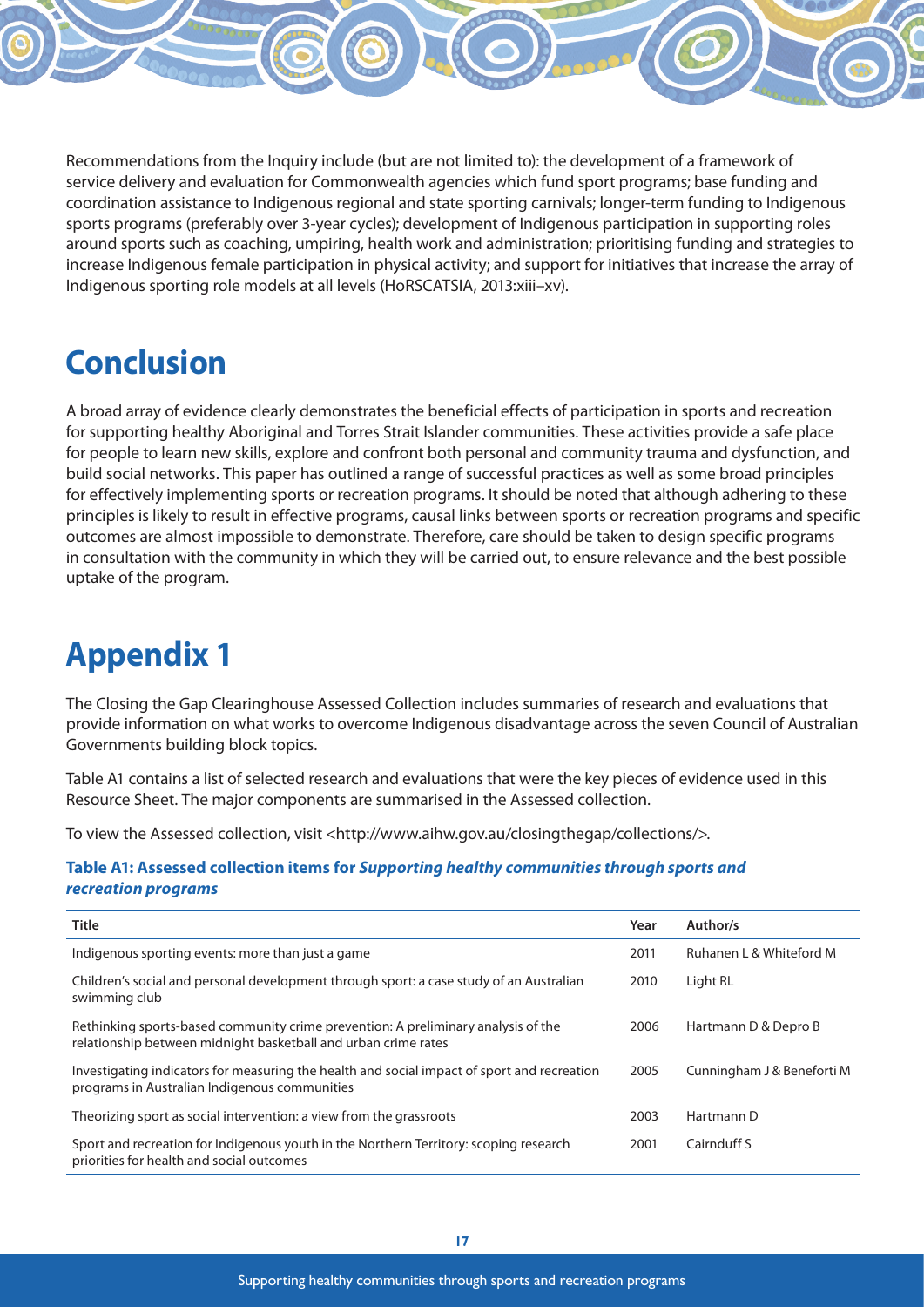Recommendations from the Inquiry include (but are not limited to): the development of a framework of service delivery and evaluation for Commonwealth agencies which fund sport programs; base funding and coordination assistance to Indigenous regional and state sporting carnivals; longer-term funding to Indigenous sports programs (preferably over 3-year cycles); development of Indigenous participation in supporting roles around sports such as coaching, umpiring, health work and administration; prioritising funding and strategies to increase Indigenous female participation in physical activity; and support for initiatives that increase the array of Indigenous sporting role models at all levels (HoRSCATSIA, 2013:xiii–xv).

# Conclusion

A broad array of evidence clearly demonstrates the beneficial effects of participation in sports and recreation for supporting healthy Aboriginal and Torres Strait Islander communities. These activities provide a safe place for people to learn new skills, explore and confront both personal and community trauma and dysfunction, and build social networks. This paper has outlined a range of successful practices as well as some broad principles for effectively implementing sports or recreation programs. It should be noted that although adhering to these principles is likely to result in effective programs, causal links between sports or recreation programs and specific outcomes are almost impossible to demonstrate. Therefore, care should be taken to design specific programs in consultation with the community in which they will be carried out, to ensure relevance and the best possible uptake of the program.

# Appendix 1

The Closing the Gap Clearinghouse Assessed Collection includes summaries of research and evaluations that provide information on what works to overcome Indigenous disadvantage across the seven Council of Australian Governments building block topics.

Table A1 contains a list of selected research and evaluations that were the key pieces of evidence used in this Resource Sheet. The major components are summarised in the Assessed collection.

To view the Assessed collection, visit <http://www.aihw.gov.au/closingthegap/collections/>.

**Table A1: Assessed collection items for *Supporting healthy communities through sports and recreation programs***

| Title | Year | Author/s |
|---|---|---|
| Indigenous sporting events: more than just a game | 2011 | Ruhanen L & Whiteford M |
| Children's social and personal development through sport: a case study of an Australian swimming club | 2010 | Light RL |
| Rethinking sports-based community crime prevention: A preliminary analysis of the relationship between midnight basketball and urban crime rates | 2006 | Hartmann D & Depro B |
| Investigating indicators for measuring the health and social impact of sport and recreation programs in Australian Indigenous communities | 2005 | Cunningham J & Beneforti M |
| Theorizing sport as social intervention: a view from the grassroots | 2003 | Hartmann D |
| Sport and recreation for Indigenous youth in the Northern Territory: scoping research priorities for health and social outcomes | 2001 | Cairnduff S |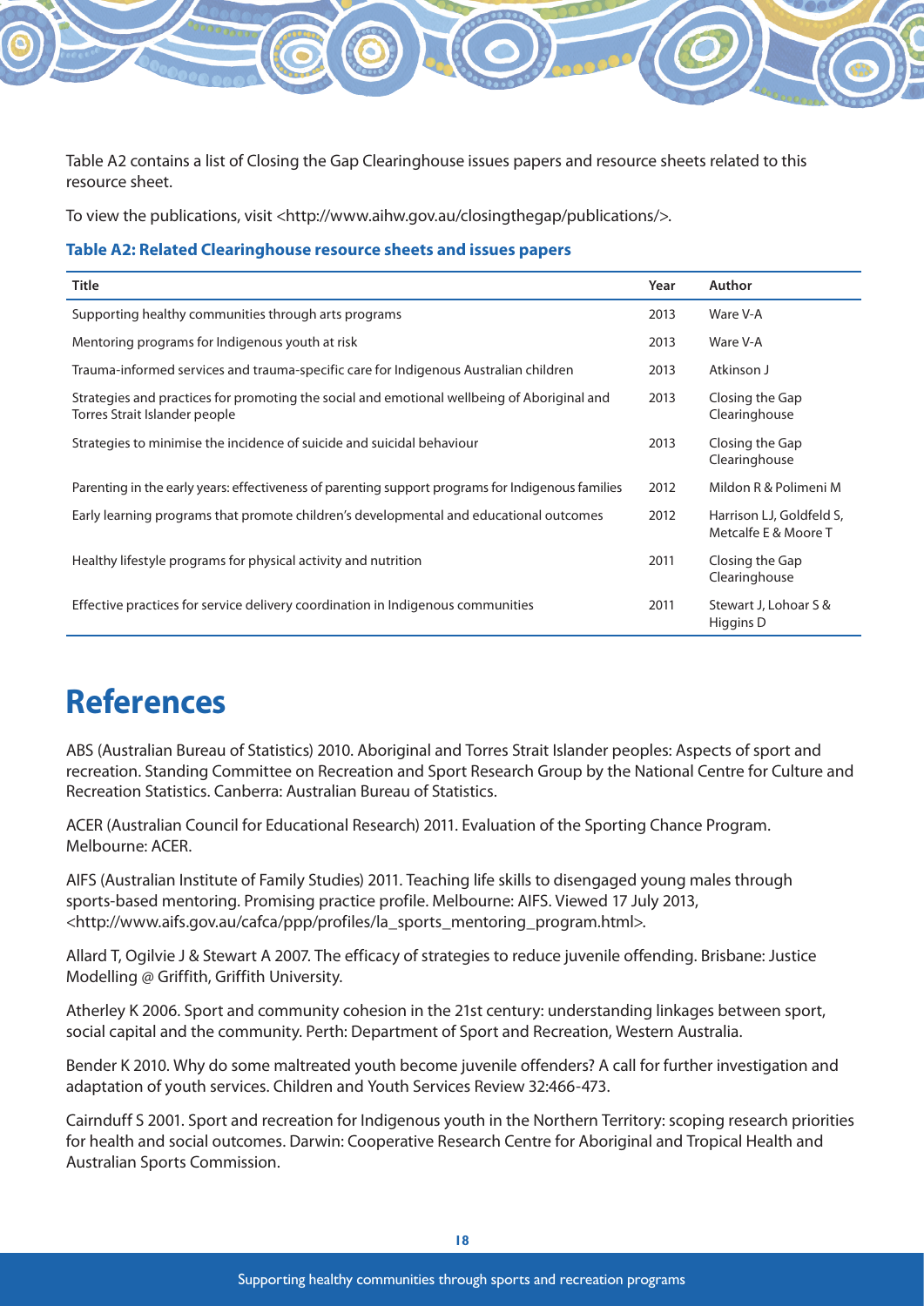Table A2 contains a list of Closing the Gap Clearinghouse issues papers and resource sheets related to this resource sheet.

To view the publications, visit <http://www.aihw.gov.au/closingthegap/publications/>.

**Table A2: Related Clearinghouse resource sheets and issues papers**

| Title | Year | Author |
|---|---|---|
| Supporting healthy communities through arts programs | 2013 | Ware V-A |
| Mentoring programs for Indigenous youth at risk | 2013 | Ware V-A |
| Trauma-informed services and trauma-specific care for Indigenous Australian children | 2013 | Atkinson J |
| Strategies and practices for promoting the social and emotional wellbeing of Aboriginal and Torres Strait Islander people | 2013 | Closing the Gap Clearinghouse |
| Strategies to minimise the incidence of suicide and suicidal behaviour | 2013 | Closing the Gap Clearinghouse |
| Parenting in the early years: effectiveness of parenting support programs for Indigenous families | 2012 | Mildon R & Polimeni M |
| Early learning programs that promote children's developmental and educational outcomes | 2012 | Harrison LJ, Goldfeld S, Metcalfe E & Moore T |
| Healthy lifestyle programs for physical activity and nutrition | 2011 | Closing the Gap Clearinghouse |
| Effective practices for service delivery coordination in Indigenous communities | 2011 | Stewart J, Lohoar S & Higgins D |

# References

ABS (Australian Bureau of Statistics) 2010. Aboriginal and Torres Strait Islander peoples: Aspects of sport and recreation. Standing Committee on Recreation and Sport Research Group by the National Centre for Culture and Recreation Statistics. Canberra: Australian Bureau of Statistics.

ACER (Australian Council for Educational Research) 2011. Evaluation of the Sporting Chance Program. Melbourne: ACER.

AIFS (Australian Institute of Family Studies) 2011. Teaching life skills to disengaged young males through sports-based mentoring. Promising practice profile. Melbourne: AIFS. Viewed 17 July 2013, <http://www.aifs.gov.au/cafca/ppp/profiles/la_sports_mentoring_program.html>.

Allard T, Ogilvie J & Stewart A 2007. The efficacy of strategies to reduce juvenile offending. Brisbane: Justice Modelling @ Griffith, Griffith University.

Atherley K 2006. Sport and community cohesion in the 21st century: understanding linkages between sport, social capital and the community. Perth: Department of Sport and Recreation, Western Australia.

Bender K 2010. Why do some maltreated youth become juvenile offenders? A call for further investigation and adaptation of youth services. Children and Youth Services Review 32:466-473.

Cairnduff S 2001. Sport and recreation for Indigenous youth in the Northern Territory: scoping research priorities for health and social outcomes. Darwin: Cooperative Research Centre for Aboriginal and Tropical Health and Australian Sports Commission.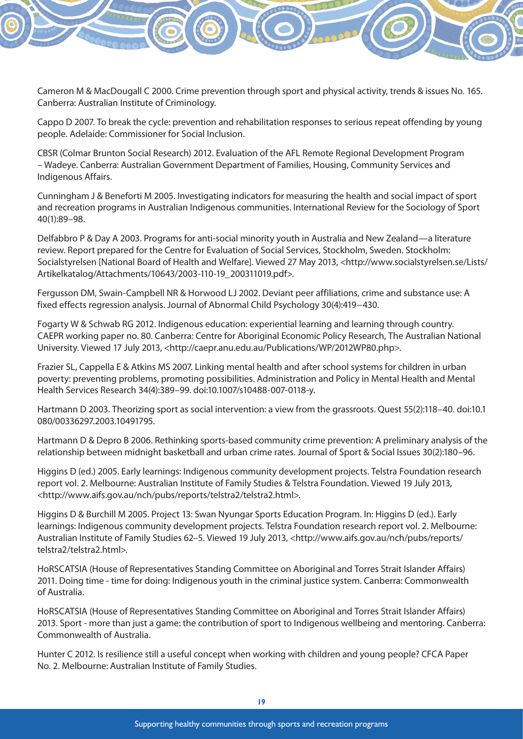Cameron M & MacDougall C 2000. Crime prevention through sport and physical activity, trends & issues No. 165. Canberra: Australian Institute of Criminology.

Cappo D 2007. To break the cycle: prevention and rehabilitation responses to serious repeat offending by young people. Adelaide: Commissioner for Social Inclusion.

CBSR (Colmar Brunton Social Research) 2012. Evaluation of the AFL Remote Regional Development Program – Wadeye. Canberra: Australian Government Department of Families, Housing, Community Services and Indigenous Affairs.

Cunningham J & Beneforti M 2005. Investigating indicators for measuring the health and social impact of sport and recreation programs in Australian Indigenous communities. International Review for the Sociology of Sport 40(1):89–98.

Delfabbro P & Day A 2003. Programs for anti-social minority youth in Australia and New Zealand—a literature review. Report prepared for the Centre for Evaluation of Social Services, Stockholm, Sweden. Stockholm: Socialstyrelsen [National Board of Health and Welfare]. Viewed 27 May 2013, <http://www.socialstyrelsen.se/Lists/Artikelkatalog/Attachments/10643/2003-110-19_200311019.pdf>.

Fergusson DM, Swain-Campbell NR & Horwood LJ 2002. Deviant peer affiliations, crime and substance use: A fixed effects regression analysis. Journal of Abnormal Child Psychology 30(4):419−430.

Fogarty W & Schwab RG 2012. Indigenous education: experiential learning and learning through country. CAEPR working paper no. 80. Canberra: Centre for Aboriginal Economic Policy Research, The Australian National University. Viewed 17 July 2013, <http://caepr.anu.edu.au/Publications/WP/2012WP80.php>.

Frazier SL, Cappella E & Atkins MS 2007. Linking mental health and after school systems for children in urban poverty: preventing problems, promoting possibilities. Administration and Policy in Mental Health and Mental Health Services Research 34(4):389–99. doi:10.1007/s10488-007-0118-y.

Hartmann D 2003. Theorizing sport as social intervention: a view from the grassroots. Quest 55(2):118–40. doi:10.1080/00336297.2003.10491795.

Hartmann D & Depro B 2006. Rethinking sports-based community crime prevention: A preliminary analysis of the relationship between midnight basketball and urban crime rates. Journal of Sport & Social Issues 30(2):180–96.

Higgins D (ed.) 2005. Early learnings: Indigenous community development projects. Telstra Foundation research report vol. 2. Melbourne: Australian Institute of Family Studies & Telstra Foundation. Viewed 19 July 2013, <http://www.aifs.gov.au/nch/pubs/reports/telstra2/telstra2.html>.

Higgins D & Burchill M 2005. Project 13: Swan Nyungar Sports Education Program. In: Higgins D (ed.). Early learnings: Indigenous community development projects. Telstra Foundation research report vol. 2. Melbourne: Australian Institute of Family Studies 62–5. Viewed 19 July 2013, <http://www.aifs.gov.au/nch/pubs/reports/telstra2/telstra2.html>.

HoRSCATSIA (House of Representatives Standing Committee on Aboriginal and Torres Strait Islander Affairs) 2011. Doing time - time for doing: Indigenous youth in the criminal justice system. Canberra: Commonwealth of Australia.

HoRSCATSIA (House of Representatives Standing Committee on Aboriginal and Torres Strait Islander Affairs) 2013. Sport - more than just a game: the contribution of sport to Indigenous wellbeing and mentoring. Canberra: Commonwealth of Australia.

Hunter C 2012. Is resilience still a useful concept when working with children and young people? CFCA Paper No. 2. Melbourne: Australian Institute of Family Studies.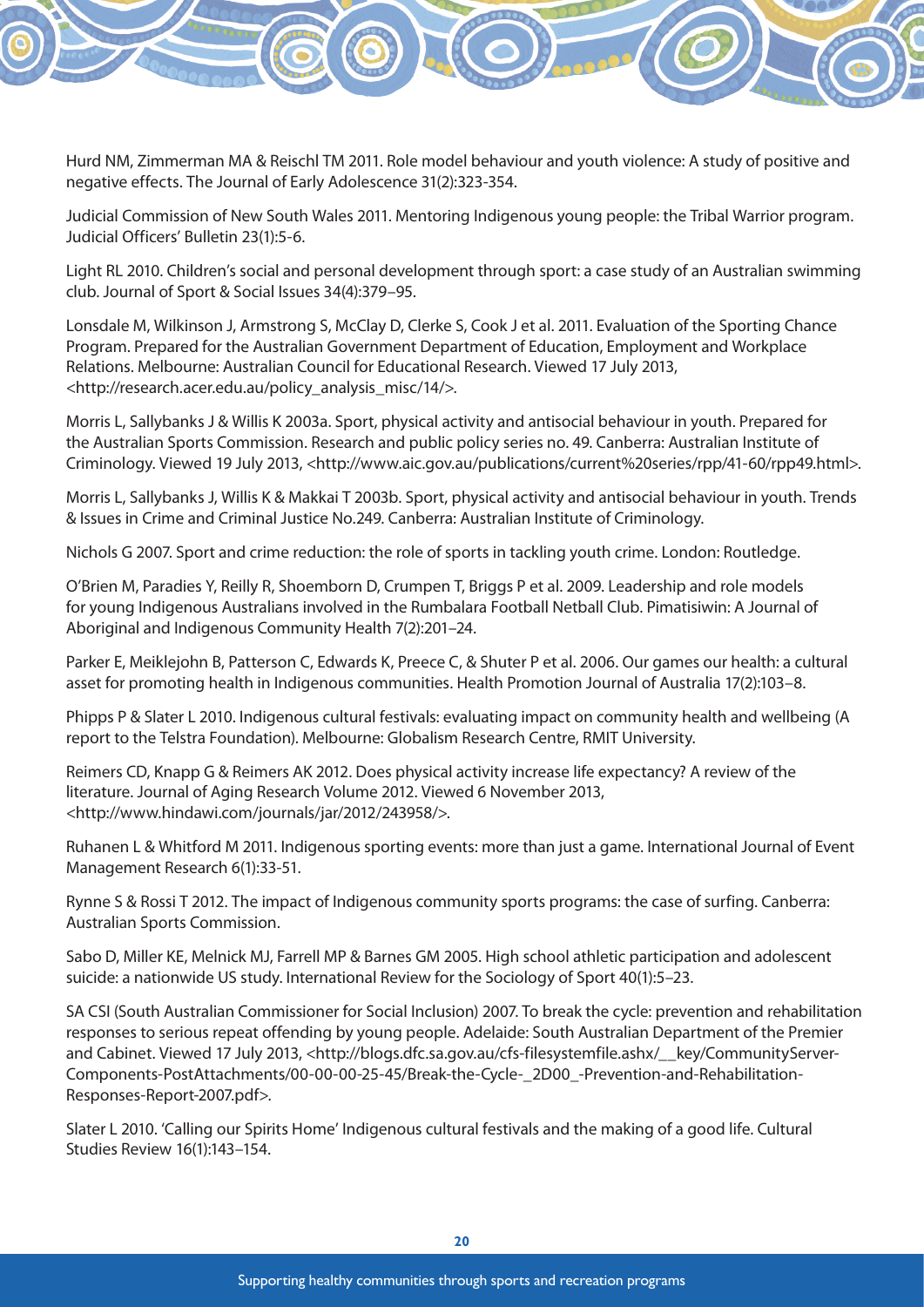Hurd NM, Zimmerman MA & Reischl TM 2011. Role model behaviour and youth violence: A study of positive and negative effects. The Journal of Early Adolescence 31(2):323-354.

Judicial Commission of New South Wales 2011. Mentoring Indigenous young people: the Tribal Warrior program. Judicial Officers' Bulletin 23(1):5-6.

Light RL 2010. Children's social and personal development through sport: a case study of an Australian swimming club. Journal of Sport & Social Issues 34(4):379–95.

Lonsdale M, Wilkinson J, Armstrong S, McClay D, Clerke S, Cook J et al. 2011. Evaluation of the Sporting Chance Program. Prepared for the Australian Government Department of Education, Employment and Workplace Relations. Melbourne: Australian Council for Educational Research. Viewed 17 July 2013, <http://research.acer.edu.au/policy_analysis_misc/14/>.

Morris L, Sallybanks J & Willis K 2003a. Sport, physical activity and antisocial behaviour in youth. Prepared for the Australian Sports Commission. Research and public policy series no. 49. Canberra: Australian Institute of Criminology. Viewed 19 July 2013, <http://www.aic.gov.au/publications/current%20series/rpp/41-60/rpp49.html>.

Morris L, Sallybanks J, Willis K & Makkai T 2003b. Sport, physical activity and antisocial behaviour in youth. Trends & Issues in Crime and Criminal Justice No.249. Canberra: Australian Institute of Criminology.

Nichols G 2007. Sport and crime reduction: the role of sports in tackling youth crime. London: Routledge.

O'Brien M, Paradies Y, Reilly R, Shoemborn D, Crumpen T, Briggs P et al. 2009. Leadership and role models for young Indigenous Australians involved in the Rumbalara Football Netball Club. Pimatisiwin: A Journal of Aboriginal and Indigenous Community Health 7(2):201–24.

Parker E, Meiklejohn B, Patterson C, Edwards K, Preece C, & Shuter P et al. 2006. Our games our health: a cultural asset for promoting health in Indigenous communities. Health Promotion Journal of Australia 17(2):103–8.

Phipps P & Slater L 2010. Indigenous cultural festivals: evaluating impact on community health and wellbeing (A report to the Telstra Foundation). Melbourne: Globalism Research Centre, RMIT University.

Reimers CD, Knapp G & Reimers AK 2012. Does physical activity increase life expectancy? A review of the literature. Journal of Aging Research Volume 2012. Viewed 6 November 2013, <http://www.hindawi.com/journals/jar/2012/243958/>.

Ruhanen L & Whitford M 2011. Indigenous sporting events: more than just a game. International Journal of Event Management Research 6(1):33-51.

Rynne S & Rossi T 2012. The impact of Indigenous community sports programs: the case of surfing. Canberra: Australian Sports Commission.

Sabo D, Miller KE, Melnick MJ, Farrell MP & Barnes GM 2005. High school athletic participation and adolescent suicide: a nationwide US study. International Review for the Sociology of Sport 40(1):5–23.

SA CSI (South Australian Commissioner for Social Inclusion) 2007. To break the cycle: prevention and rehabilitation responses to serious repeat offending by young people. Adelaide: South Australian Department of the Premier and Cabinet. Viewed 17 July 2013, <http://blogs.dfc.sa.gov.au/cfs-filesystemfile.ashx/__key/CommunityServer-Components-PostAttachments/00-00-00-25-45/Break-the-Cycle-_2D00_-Prevention-and-Rehabilitation-Responses-Report-2007.pdf>.

Slater L 2010. 'Calling our Spirits Home' Indigenous cultural festivals and the making of a good life. Cultural Studies Review 16(1):143–154.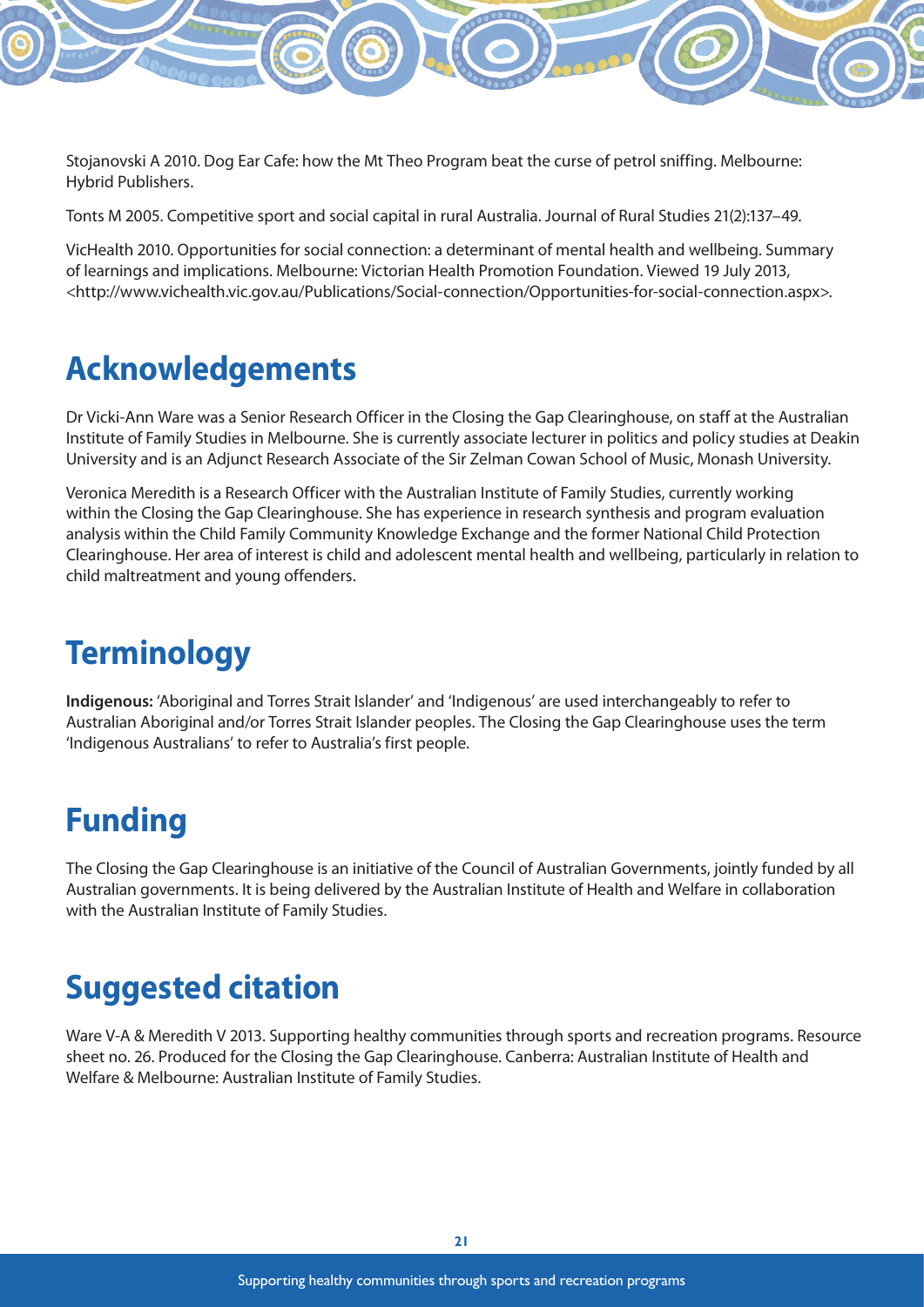Stojanovski A 2010. Dog Ear Cafe: how the Mt Theo Program beat the curse of petrol sniffing. Melbourne: Hybrid Publishers.

Tonts M 2005. Competitive sport and social capital in rural Australia. Journal of Rural Studies 21(2):137–49.

VicHealth 2010. Opportunities for social connection: a determinant of mental health and wellbeing. Summary of learnings and implications. Melbourne: Victorian Health Promotion Foundation. Viewed 19 July 2013, <http://www.vichealth.vic.gov.au/Publications/Social-connection/Opportunities-for-social-connection.aspx>.

## Acknowledgements

Dr Vicki-Ann Ware was a Senior Research Officer in the Closing the Gap Clearinghouse, on staff at the Australian Institute of Family Studies in Melbourne. She is currently associate lecturer in politics and policy studies at Deakin University and is an Adjunct Research Associate of the Sir Zelman Cowan School of Music, Monash University.

Veronica Meredith is a Research Officer with the Australian Institute of Family Studies, currently working within the Closing the Gap Clearinghouse. She has experience in research synthesis and program evaluation analysis within the Child Family Community Knowledge Exchange and the former National Child Protection Clearinghouse. Her area of interest is child and adolescent mental health and wellbeing, particularly in relation to child maltreatment and young offenders.

## Terminology

**Indigenous:** 'Aboriginal and Torres Strait Islander' and 'Indigenous' are used interchangeably to refer to Australian Aboriginal and/or Torres Strait Islander peoples. The Closing the Gap Clearinghouse uses the term 'Indigenous Australians' to refer to Australia's first people.

## Funding

The Closing the Gap Clearinghouse is an initiative of the Council of Australian Governments, jointly funded by all Australian governments. It is being delivered by the Australian Institute of Health and Welfare in collaboration with the Australian Institute of Family Studies.

## Suggested citation

Ware V-A & Meredith V 2013. Supporting healthy communities through sports and recreation programs. Resource sheet no. 26. Produced for the Closing the Gap Clearinghouse. Canberra: Australian Institute of Health and Welfare & Melbourne: Australian Institute of Family Studies.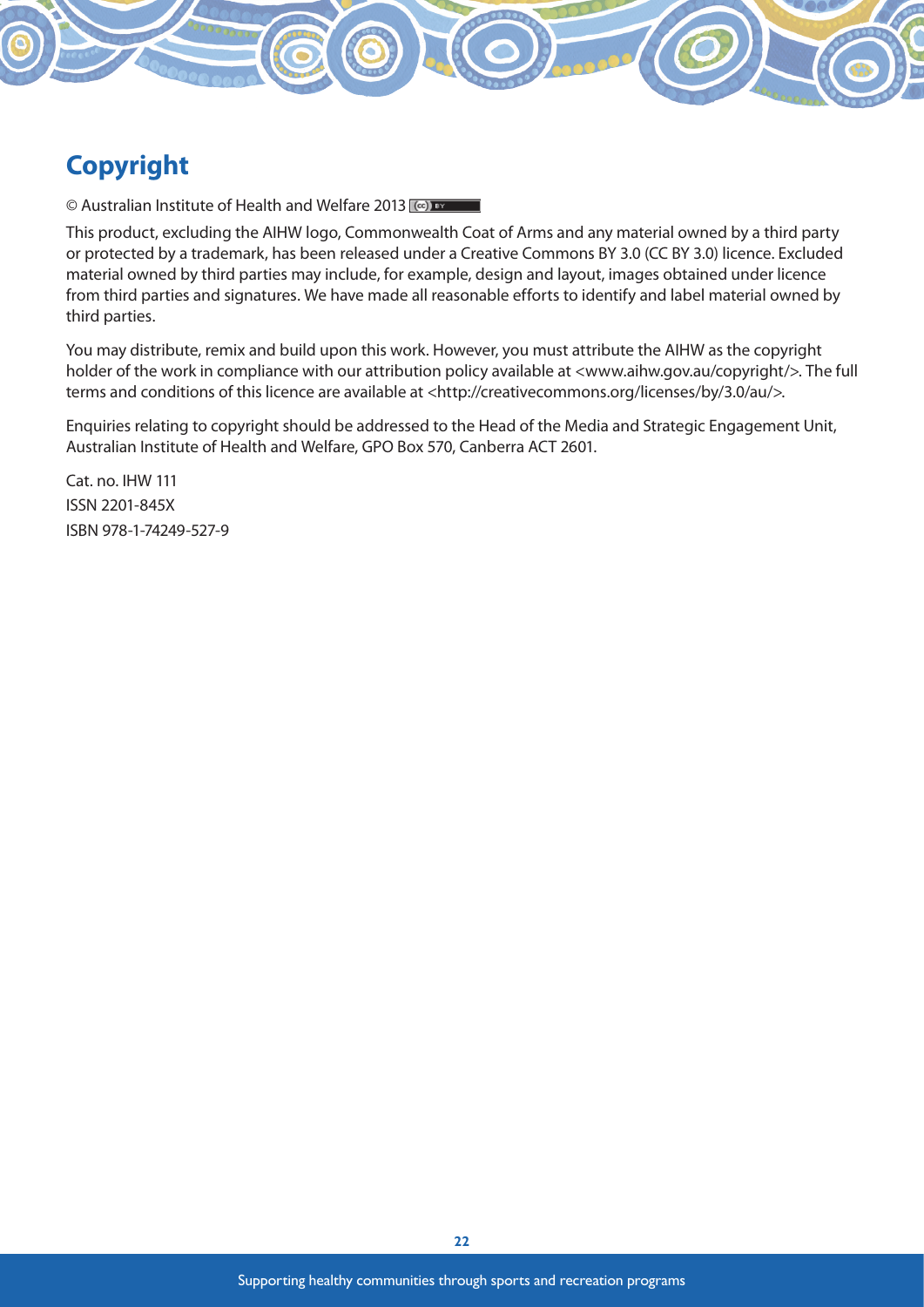# Copyright

© Australian Institute of Health and Welfare 2013

This product, excluding the AIHW logo, Commonwealth Coat of Arms and any material owned by a third party or protected by a trademark, has been released under a Creative Commons BY 3.0 (CC BY 3.0) licence. Excluded material owned by third parties may include, for example, design and layout, images obtained under licence from third parties and signatures. We have made all reasonable efforts to identify and label material owned by third parties.

You may distribute, remix and build upon this work. However, you must attribute the AIHW as the copyright holder of the work in compliance with our attribution policy available at <www.aihw.gov.au/copyright/>. The full terms and conditions of this licence are available at <http://creativecommons.org/licenses/by/3.0/au/>.

Enquiries relating to copyright should be addressed to the Head of the Media and Strategic Engagement Unit, Australian Institute of Health and Welfare, GPO Box 570, Canberra ACT 2601.

Cat. no. IHW 111
ISSN 2201-845X
ISBN 978-1-74249-527-9